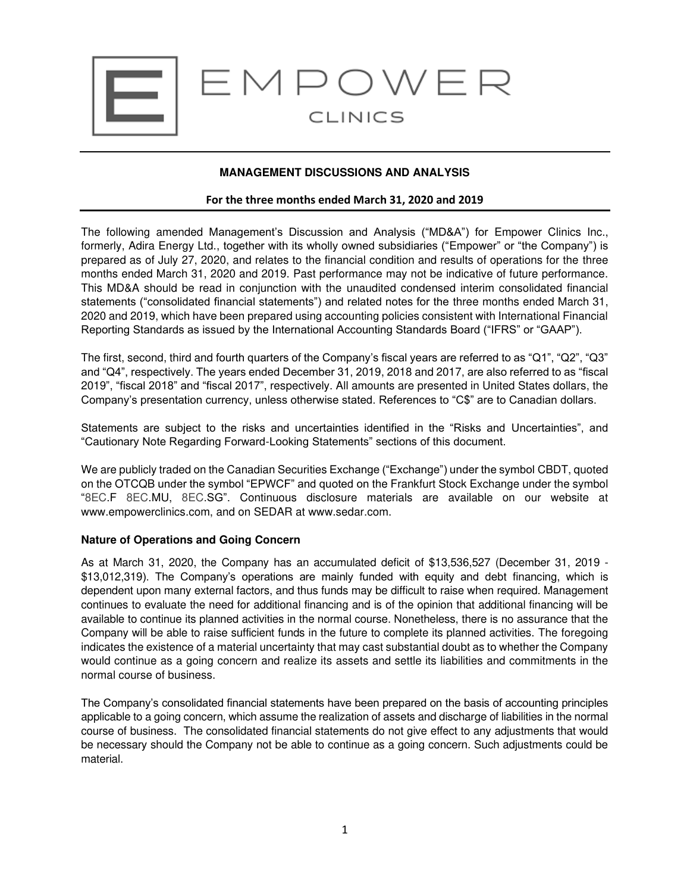EMPOWER

CLINICS

## MANAGEMENT DISCUSSIONS AND ANALYSIS

**For the three months ended March 31, 2020 and 2019**

The following amended Management's Discussion and Analysis ("MD&A") for Empower Clinics Inc., formerly, Adira Energy Ltd., together with its wholly owned subsidiaries ("Empower" or "the Company") is prepared as of July 27, 2020, and relates to the financial condition and results of operations for the three months ended March 31, 2020 and 2019. Past performance may not be indicative of future performance. This MD&A should be read in conjunction with the unaudited condensed interim consolidated financial statements ("consolidated financial statements") and related notes for the three months ended March 31, 2020 and 2019, which have been prepared using accounting policies consistent with International Financial Reporting Standards as issued by the International Accounting Standards Board ("IFRS" or "GAAP").

The first, second, third and fourth quarters of the Company's fiscal years are referred to as "Q1", "Q2", "Q3" and "Q4", respectively. The years ended December 31, 2019, 2018 and 2017, are also referred to as "fiscal 2019", "fiscal 2018" and "fiscal 2017", respectively. All amounts are presented in United States dollars, the Company's presentation currency, unless otherwise stated. References to "C$" are to Canadian dollars.

Statements are subject to the risks and uncertainties identified in the "Risks and Uncertainties", and "Cautionary Note Regarding Forward-Looking Statements" sections of this document.

We are publicly traded on the Canadian Securities Exchange ("Exchange") under the symbol CBDT, quoted on the OTCQB under the symbol "EPWCF" and quoted on the Frankfurt Stock Exchange under the symbol "8EC.F 8EC.MU, 8EC.SG". Continuous disclosure materials are available on our website at www.empowerclinics.com, and on SEDAR at www.sedar.com.

### Nature of Operations and Going Concern

As at March 31, 2020, the Company has an accumulated deficit of $13,536,527 (December 31, 2019 - $13,012,319). The Company's operations are mainly funded with equity and debt financing, which is dependent upon many external factors, and thus funds may be difficult to raise when required. Management continues to evaluate the need for additional financing and is of the opinion that additional financing will be available to continue its planned activities in the normal course. Nonetheless, there is no assurance that the Company will be able to raise sufficient funds in the future to complete its planned activities. The foregoing indicates the existence of a material uncertainty that may cast substantial doubt as to whether the Company would continue as a going concern and realize its assets and settle its liabilities and commitments in the normal course of business.

The Company's consolidated financial statements have been prepared on the basis of accounting principles applicable to a going concern, which assume the realization of assets and discharge of liabilities in the normal course of business. The consolidated financial statements do not give effect to any adjustments that would be necessary should the Company not be able to continue as a going concern. Such adjustments could be material.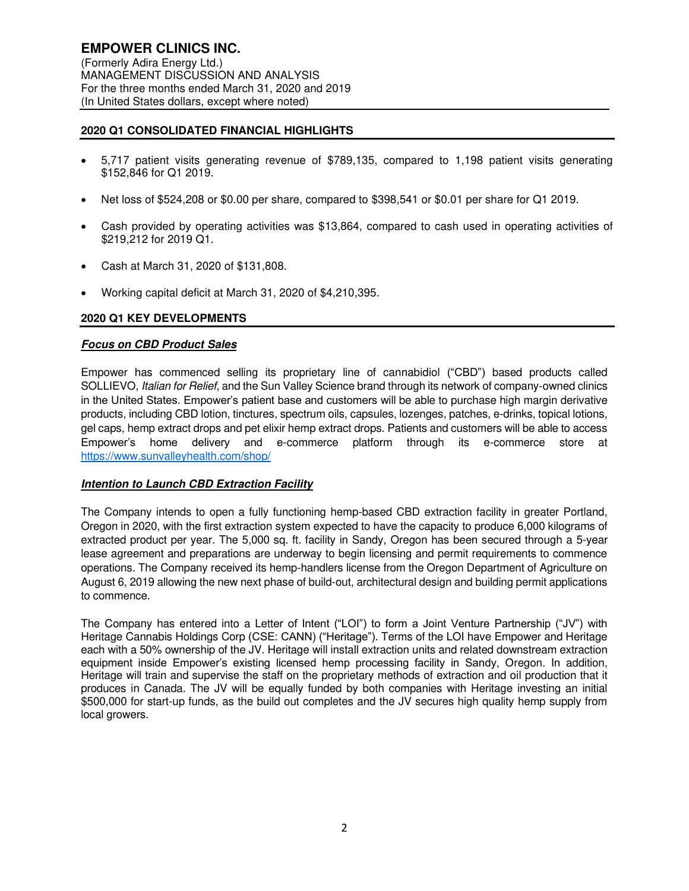## 2020 Q1 CONSOLIDATED FINANCIAL HIGHLIGHTS

- 5,717 patient visits generating revenue of $789,135, compared to 1,198 patient visits generating $152,846 for Q1 2019.
- Net loss of $524,208 or $0.00 per share, compared to $398,541 or $0.01 per share for Q1 2019.
- Cash provided by operating activities was $13,864, compared to cash used in operating activities of $219,212 for 2019 Q1.
- Cash at March 31, 2020 of $131,808.
- Working capital deficit at March 31, 2020 of $4,210,395.

## 2020 Q1 KEY DEVELOPMENTS

### ***Focus on CBD Product Sales***

Empower has commenced selling its proprietary line of cannabidiol ("CBD") based products called SOLLIEVO, *Italian for Relief*, and the Sun Valley Science brand through its network of company-owned clinics in the United States. Empower's patient base and customers will be able to purchase high margin derivative products, including CBD lotion, tinctures, spectrum oils, capsules, lozenges, patches, e-drinks, topical lotions, gel caps, hemp extract drops and pet elixir hemp extract drops. Patients and customers will be able to access Empower's home delivery and e-commerce platform through its e-commerce store at https://www.sunvalleyhealth.com/shop/

### ***Intention to Launch CBD Extraction Facility***

The Company intends to open a fully functioning hemp-based CBD extraction facility in greater Portland, Oregon in 2020, with the first extraction system expected to have the capacity to produce 6,000 kilograms of extracted product per year. The 5,000 sq. ft. facility in Sandy, Oregon has been secured through a 5-year lease agreement and preparations are underway to begin licensing and permit requirements to commence operations. The Company received its hemp-handlers license from the Oregon Department of Agriculture on August 6, 2019 allowing the new next phase of build-out, architectural design and building permit applications to commence.

The Company has entered into a Letter of Intent ("LOI") to form a Joint Venture Partnership ("JV") with Heritage Cannabis Holdings Corp (CSE: CANN) ("Heritage"). Terms of the LOI have Empower and Heritage each with a 50% ownership of the JV. Heritage will install extraction units and related downstream extraction equipment inside Empower's existing licensed hemp processing facility in Sandy, Oregon. In addition, Heritage will train and supervise the staff on the proprietary methods of extraction and oil production that it produces in Canada. The JV will be equally funded by both companies with Heritage investing an initial $500,000 for start-up funds, as the build out completes and the JV secures high quality hemp supply from local growers.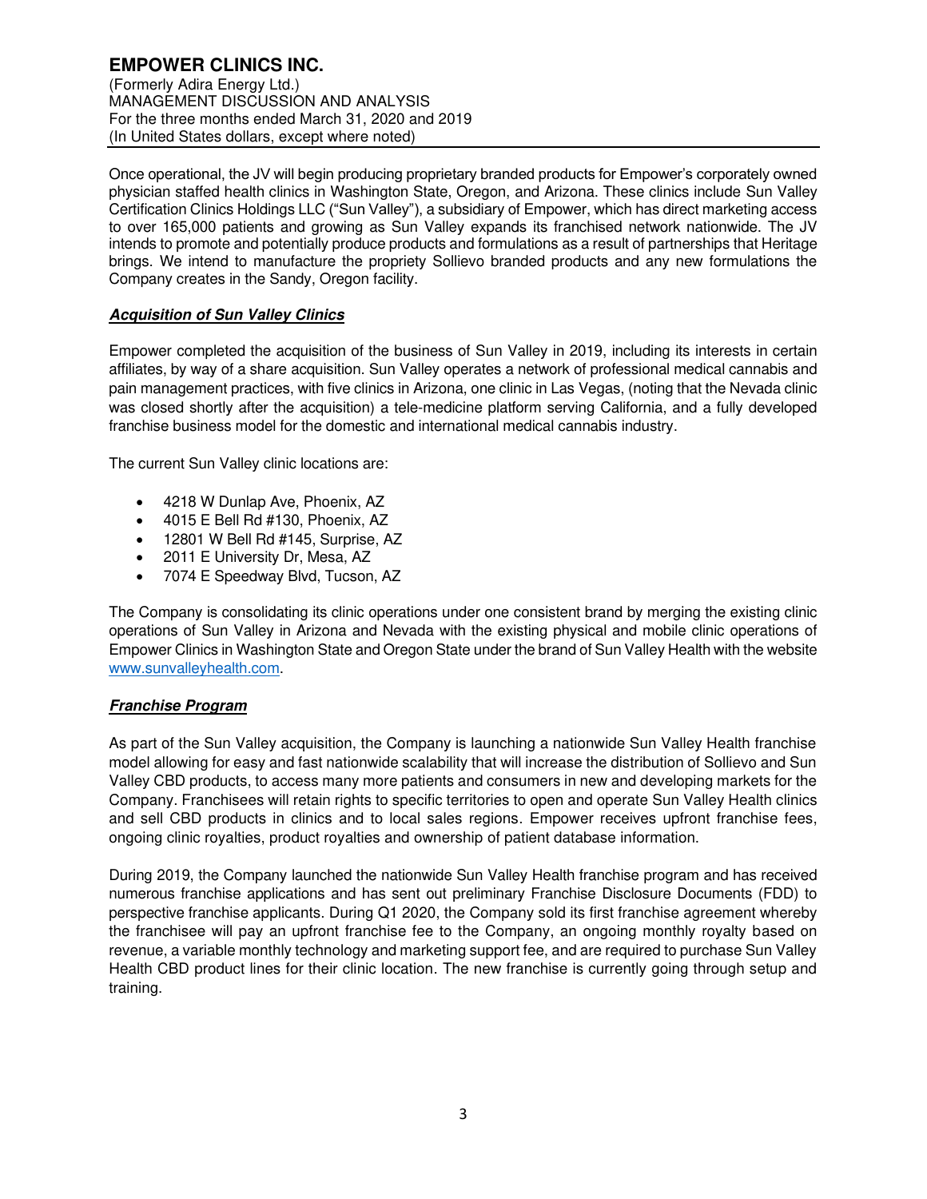Once operational, the JV will begin producing proprietary branded products for Empower's corporately owned physician staffed health clinics in Washington State, Oregon, and Arizona. These clinics include Sun Valley Certification Clinics Holdings LLC ("Sun Valley"), a subsidiary of Empower, which has direct marketing access to over 165,000 patients and growing as Sun Valley expands its franchised network nationwide. The JV intends to promote and potentially produce products and formulations as a result of partnerships that Heritage brings. We intend to manufacture the propriety Sollievo branded products and any new formulations the Company creates in the Sandy, Oregon facility.

### ***Acquisition of Sun Valley Clinics***

Empower completed the acquisition of the business of Sun Valley in 2019, including its interests in certain affiliates, by way of a share acquisition. Sun Valley operates a network of professional medical cannabis and pain management practices, with five clinics in Arizona, one clinic in Las Vegas, (noting that the Nevada clinic was closed shortly after the acquisition) a tele-medicine platform serving California, and a fully developed franchise business model for the domestic and international medical cannabis industry.

The current Sun Valley clinic locations are:

- 4218 W Dunlap Ave, Phoenix, AZ
- 4015 E Bell Rd #130, Phoenix, AZ
- 12801 W Bell Rd #145, Surprise, AZ
- 2011 E University Dr, Mesa, AZ
- 7074 E Speedway Blvd, Tucson, AZ

The Company is consolidating its clinic operations under one consistent brand by merging the existing clinic operations of Sun Valley in Arizona and Nevada with the existing physical and mobile clinic operations of Empower Clinics in Washington State and Oregon State under the brand of Sun Valley Health with the website www.sunvalleyhealth.com.

### ***Franchise Program***

As part of the Sun Valley acquisition, the Company is launching a nationwide Sun Valley Health franchise model allowing for easy and fast nationwide scalability that will increase the distribution of Sollievo and Sun Valley CBD products, to access many more patients and consumers in new and developing markets for the Company. Franchisees will retain rights to specific territories to open and operate Sun Valley Health clinics and sell CBD products in clinics and to local sales regions. Empower receives upfront franchise fees, ongoing clinic royalties, product royalties and ownership of patient database information.

During 2019, the Company launched the nationwide Sun Valley Health franchise program and has received numerous franchise applications and has sent out preliminary Franchise Disclosure Documents (FDD) to perspective franchise applicants. During Q1 2020, the Company sold its first franchise agreement whereby the franchisee will pay an upfront franchise fee to the Company, an ongoing monthly royalty based on revenue, a variable monthly technology and marketing support fee, and are required to purchase Sun Valley Health CBD product lines for their clinic location. The new franchise is currently going through setup and training.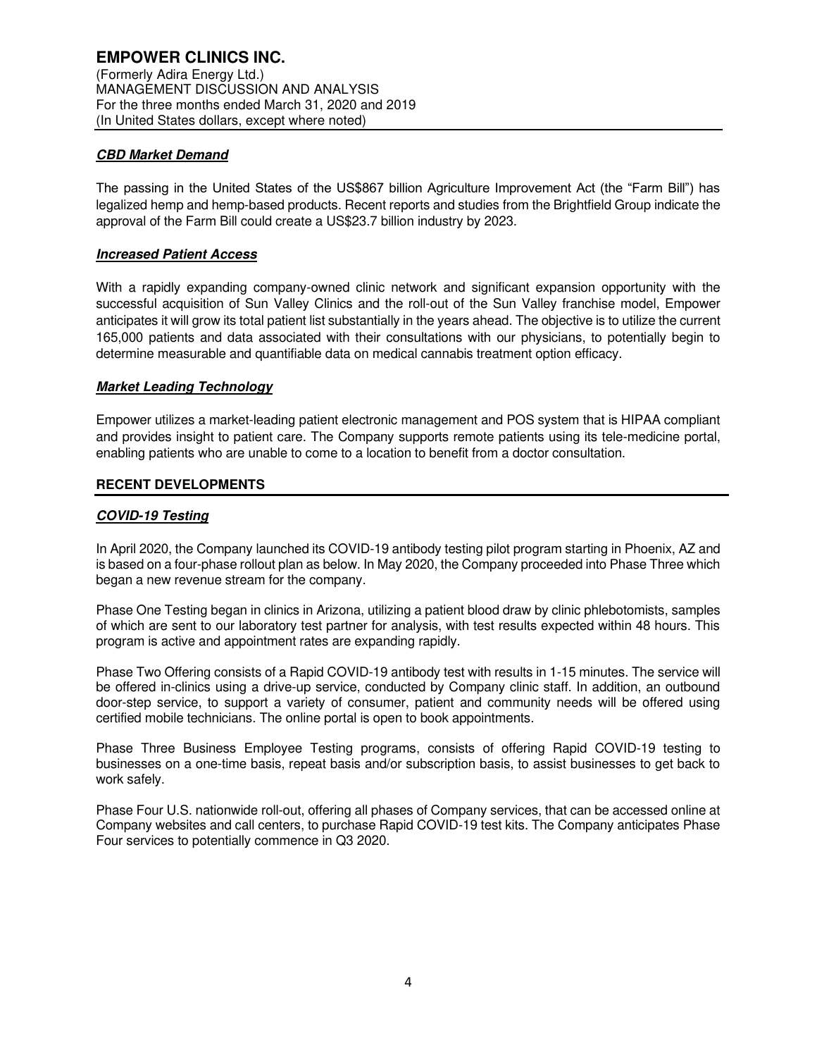### ***CBD Market Demand***

The passing in the United States of the US$867 billion Agriculture Improvement Act (the "Farm Bill") has legalized hemp and hemp-based products. Recent reports and studies from the Brightfield Group indicate the approval of the Farm Bill could create a US$23.7 billion industry by 2023.

### ***Increased Patient Access***

With a rapidly expanding company-owned clinic network and significant expansion opportunity with the successful acquisition of Sun Valley Clinics and the roll-out of the Sun Valley franchise model, Empower anticipates it will grow its total patient list substantially in the years ahead. The objective is to utilize the current 165,000 patients and data associated with their consultations with our physicians, to potentially begin to determine measurable and quantifiable data on medical cannabis treatment option efficacy.

### ***Market Leading Technology***

Empower utilizes a market-leading patient electronic management and POS system that is HIPAA compliant and provides insight to patient care. The Company supports remote patients using its tele-medicine portal, enabling patients who are unable to come to a location to benefit from a doctor consultation.

## RECENT DEVELOPMENTS

### ***COVID-19 Testing***

In April 2020, the Company launched its COVID-19 antibody testing pilot program starting in Phoenix, AZ and is based on a four-phase rollout plan as below. In May 2020, the Company proceeded into Phase Three which began a new revenue stream for the company.

Phase One Testing began in clinics in Arizona, utilizing a patient blood draw by clinic phlebotomists, samples of which are sent to our laboratory test partner for analysis, with test results expected within 48 hours. This program is active and appointment rates are expanding rapidly.

Phase Two Offering consists of a Rapid COVID-19 antibody test with results in 1-15 minutes. The service will be offered in-clinics using a drive-up service, conducted by Company clinic staff. In addition, an outbound door-step service, to support a variety of consumer, patient and community needs will be offered using certified mobile technicians. The online portal is open to book appointments.

Phase Three Business Employee Testing programs, consists of offering Rapid COVID-19 testing to businesses on a one-time basis, repeat basis and/or subscription basis, to assist businesses to get back to work safely.

Phase Four U.S. nationwide roll-out, offering all phases of Company services, that can be accessed online at Company websites and call centers, to purchase Rapid COVID-19 test kits. The Company anticipates Phase Four services to potentially commence in Q3 2020.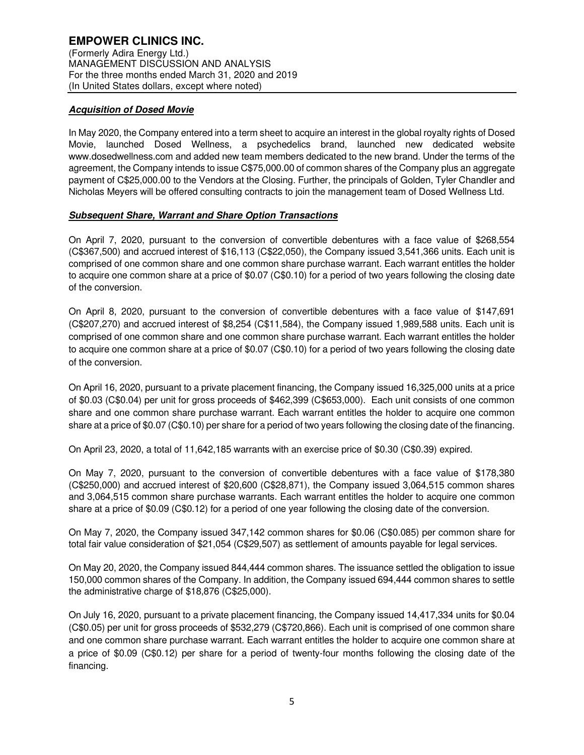### ***Acquisition of Dosed Movie***

In May 2020, the Company entered into a term sheet to acquire an interest in the global royalty rights of Dosed Movie, launched Dosed Wellness, a psychedelics brand, launched new dedicated website www.dosedwellness.com and added new team members dedicated to the new brand. Under the terms of the agreement, the Company intends to issue C$75,000.00 of common shares of the Company plus an aggregate payment of C$25,000.00 to the Vendors at the Closing. Further, the principals of Golden, Tyler Chandler and Nicholas Meyers will be offered consulting contracts to join the management team of Dosed Wellness Ltd.

### ***Subsequent Share, Warrant and Share Option Transactions***

On April 7, 2020, pursuant to the conversion of convertible debentures with a face value of $268,554 (C$367,500) and accrued interest of $16,113 (C$22,050), the Company issued 3,541,366 units. Each unit is comprised of one common share and one common share purchase warrant. Each warrant entitles the holder to acquire one common share at a price of $0.07 (C$0.10) for a period of two years following the closing date of the conversion.

On April 8, 2020, pursuant to the conversion of convertible debentures with a face value of $147,691 (C$207,270) and accrued interest of $8,254 (C$11,584), the Company issued 1,989,588 units. Each unit is comprised of one common share and one common share purchase warrant. Each warrant entitles the holder to acquire one common share at a price of $0.07 (C$0.10) for a period of two years following the closing date of the conversion.

On April 16, 2020, pursuant to a private placement financing, the Company issued 16,325,000 units at a price of $0.03 (C$0.04) per unit for gross proceeds of $462,399 (C$653,000). Each unit consists of one common share and one common share purchase warrant. Each warrant entitles the holder to acquire one common share at a price of $0.07 (C$0.10) per share for a period of two years following the closing date of the financing.

On April 23, 2020, a total of 11,642,185 warrants with an exercise price of $0.30 (C$0.39) expired.

On May 7, 2020, pursuant to the conversion of convertible debentures with a face value of $178,380 (C$250,000) and accrued interest of $20,600 (C$28,871), the Company issued 3,064,515 common shares and 3,064,515 common share purchase warrants. Each warrant entitles the holder to acquire one common share at a price of $0.09 (C$0.12) for a period of one year following the closing date of the conversion.

On May 7, 2020, the Company issued 347,142 common shares for $0.06 (C$0.085) per common share for total fair value consideration of $21,054 (C$29,507) as settlement of amounts payable for legal services.

On May 20, 2020, the Company issued 844,444 common shares. The issuance settled the obligation to issue 150,000 common shares of the Company. In addition, the Company issued 694,444 common shares to settle the administrative charge of $18,876 (C$25,000).

On July 16, 2020, pursuant to a private placement financing, the Company issued 14,417,334 units for $0.04 (C$0.05) per unit for gross proceeds of $532,279 (C$720,866). Each unit is comprised of one common share and one common share purchase warrant. Each warrant entitles the holder to acquire one common share at a price of $0.09 (C$0.12) per share for a period of twenty-four months following the closing date of the financing.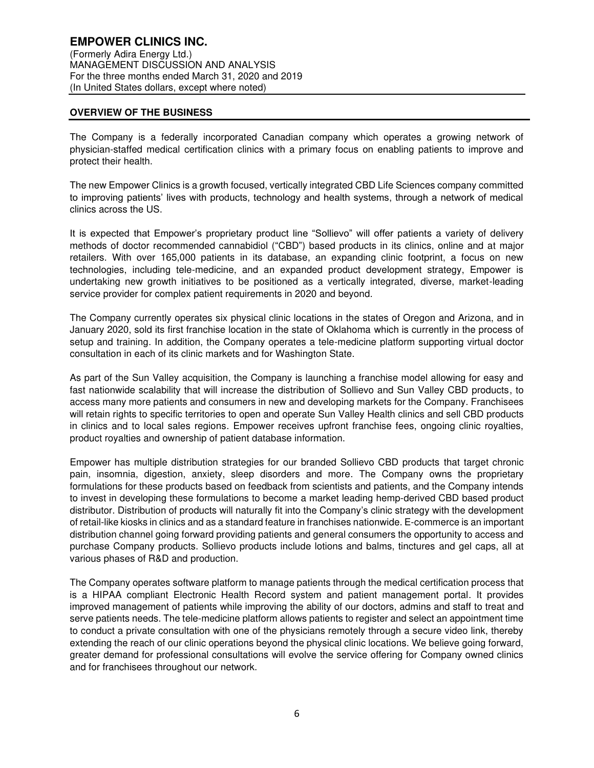## OVERVIEW OF THE BUSINESS

The Company is a federally incorporated Canadian company which operates a growing network of physician-staffed medical certification clinics with a primary focus on enabling patients to improve and protect their health.

The new Empower Clinics is a growth focused, vertically integrated CBD Life Sciences company committed to improving patients' lives with products, technology and health systems, through a network of medical clinics across the US.

It is expected that Empower's proprietary product line "Sollievo" will offer patients a variety of delivery methods of doctor recommended cannabidiol ("CBD") based products in its clinics, online and at major retailers. With over 165,000 patients in its database, an expanding clinic footprint, a focus on new technologies, including tele-medicine, and an expanded product development strategy, Empower is undertaking new growth initiatives to be positioned as a vertically integrated, diverse, market-leading service provider for complex patient requirements in 2020 and beyond.

The Company currently operates six physical clinic locations in the states of Oregon and Arizona, and in January 2020, sold its first franchise location in the state of Oklahoma which is currently in the process of setup and training. In addition, the Company operates a tele-medicine platform supporting virtual doctor consultation in each of its clinic markets and for Washington State.

As part of the Sun Valley acquisition, the Company is launching a franchise model allowing for easy and fast nationwide scalability that will increase the distribution of Sollievo and Sun Valley CBD products, to access many more patients and consumers in new and developing markets for the Company. Franchisees will retain rights to specific territories to open and operate Sun Valley Health clinics and sell CBD products in clinics and to local sales regions. Empower receives upfront franchise fees, ongoing clinic royalties, product royalties and ownership of patient database information.

Empower has multiple distribution strategies for our branded Sollievo CBD products that target chronic pain, insomnia, digestion, anxiety, sleep disorders and more. The Company owns the proprietary formulations for these products based on feedback from scientists and patients, and the Company intends to invest in developing these formulations to become a market leading hemp-derived CBD based product distributor. Distribution of products will naturally fit into the Company's clinic strategy with the development of retail-like kiosks in clinics and as a standard feature in franchises nationwide. E-commerce is an important distribution channel going forward providing patients and general consumers the opportunity to access and purchase Company products. Sollievo products include lotions and balms, tinctures and gel caps, all at various phases of R&D and production.

The Company operates software platform to manage patients through the medical certification process that is a HIPAA compliant Electronic Health Record system and patient management portal. It provides improved management of patients while improving the ability of our doctors, admins and staff to treat and serve patients needs. The tele-medicine platform allows patients to register and select an appointment time to conduct a private consultation with one of the physicians remotely through a secure video link, thereby extending the reach of our clinic operations beyond the physical clinic locations. We believe going forward, greater demand for professional consultations will evolve the service offering for Company owned clinics and for franchisees throughout our network.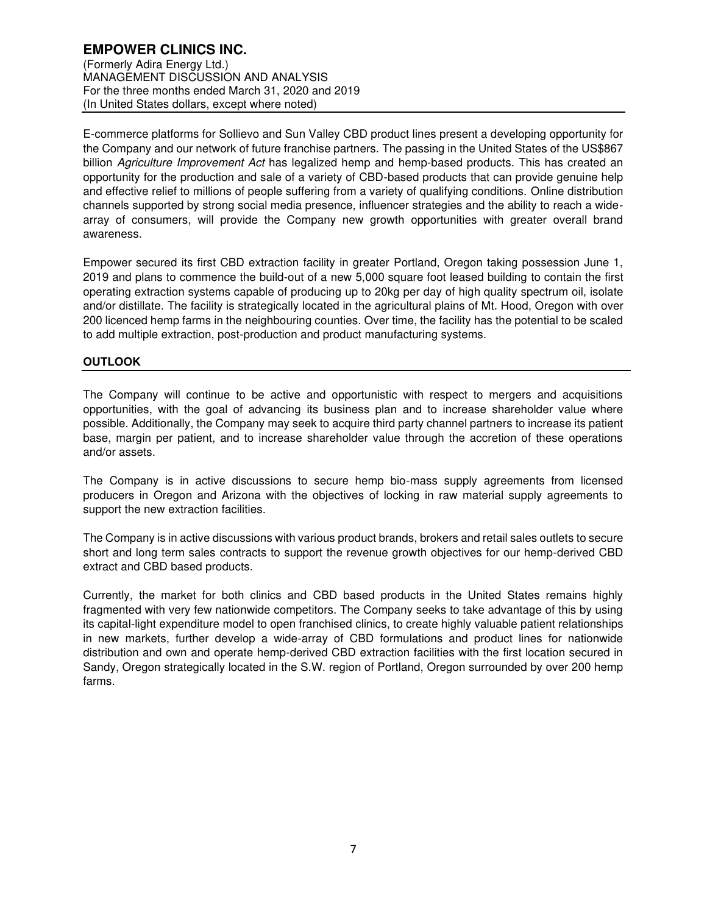E-commerce platforms for Sollievo and Sun Valley CBD product lines present a developing opportunity for the Company and our network of future franchise partners. The passing in the United States of the US$867 billion *Agriculture Improvement Act* has legalized hemp and hemp-based products. This has created an opportunity for the production and sale of a variety of CBD-based products that can provide genuine help and effective relief to millions of people suffering from a variety of qualifying conditions. Online distribution channels supported by strong social media presence, influencer strategies and the ability to reach a wide-array of consumers, will provide the Company new growth opportunities with greater overall brand awareness.

Empower secured its first CBD extraction facility in greater Portland, Oregon taking possession June 1, 2019 and plans to commence the build-out of a new 5,000 square foot leased building to contain the first operating extraction systems capable of producing up to 20kg per day of high quality spectrum oil, isolate and/or distillate. The facility is strategically located in the agricultural plains of Mt. Hood, Oregon with over 200 licenced hemp farms in the neighbouring counties. Over time, the facility has the potential to be scaled to add multiple extraction, post-production and product manufacturing systems.

## OUTLOOK

The Company will continue to be active and opportunistic with respect to mergers and acquisitions opportunities, with the goal of advancing its business plan and to increase shareholder value where possible. Additionally, the Company may seek to acquire third party channel partners to increase its patient base, margin per patient, and to increase shareholder value through the accretion of these operations and/or assets.

The Company is in active discussions to secure hemp bio-mass supply agreements from licensed producers in Oregon and Arizona with the objectives of locking in raw material supply agreements to support the new extraction facilities.

The Company is in active discussions with various product brands, brokers and retail sales outlets to secure short and long term sales contracts to support the revenue growth objectives for our hemp-derived CBD extract and CBD based products.

Currently, the market for both clinics and CBD based products in the United States remains highly fragmented with very few nationwide competitors. The Company seeks to take advantage of this by using its capital-light expenditure model to open franchised clinics, to create highly valuable patient relationships in new markets, further develop a wide-array of CBD formulations and product lines for nationwide distribution and own and operate hemp-derived CBD extraction facilities with the first location secured in Sandy, Oregon strategically located in the S.W. region of Portland, Oregon surrounded by over 200 hemp farms.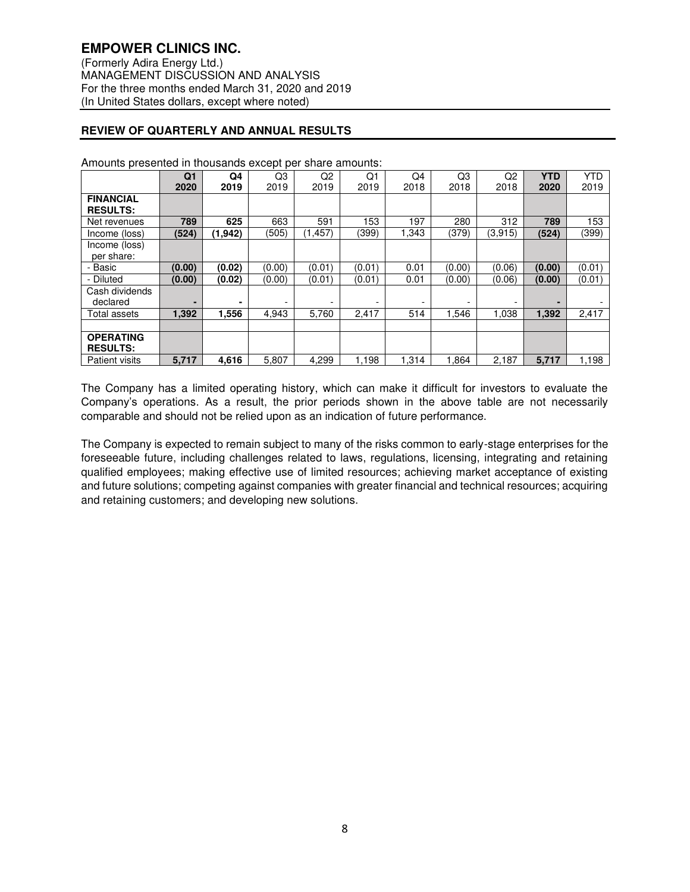**EMPOWER CLINICS INC.**
(Formerly Adira Energy Ltd.)
MANAGEMENT DISCUSSION AND ANALYSIS
For the three months ended March 31, 2020 and 2019
(In United States dollars, except where noted)

## REVIEW OF QUARTERLY AND ANNUAL RESULTS

Amounts presented in thousands except per share amounts:

| | **Q1 2020** | **Q4 2019** | Q3 2019 | Q2 2019 | Q1 2019 | Q4 2018 | Q3 2018 | Q2 2018 | **YTD 2020** | YTD 2019 |
|---|---|---|---|---|---|---|---|---|---|---|
| **FINANCIAL RESULTS:** | | | | | | | | | | |
| Net revenues | **789** | **625** | 663 | 591 | 153 | 197 | 280 | 312 | **789** | 153 |
| Income (loss) | **(524)** | **(1,942)** | (505) | (1,457) | (399) | 1,343 | (379) | (3,915) | **(524)** | (399) |
| Income (loss) per share: | | | | | | | | | | |
| - Basic | **(0.00)** | **(0.02)** | (0.00) | (0.01) | (0.01) | 0.01 | (0.00) | (0.06) | **(0.00)** | (0.01) |
| - Diluted | **(0.00)** | **(0.02)** | (0.00) | (0.01) | (0.01) | 0.01 | (0.00) | (0.06) | **(0.00)** | (0.01) |
| Cash dividends declared | **-** | **-** | - | - | - | - | - | - | **-** | - |
| Total assets | **1,392** | **1,556** | 4,943 | 5,760 | 2,417 | 514 | 1,546 | 1,038 | **1,392** | 2,417 |
| | | | | | | | | | | |
| **OPERATING RESULTS:** | | | | | | | | | | |
| Patient visits | **5,717** | **4,616** | 5,807 | 4,299 | 1,198 | 1,314 | 1,864 | 2,187 | **5,717** | 1,198 |

The Company has a limited operating history, which can make it difficult for investors to evaluate the Company's operations. As a result, the prior periods shown in the above table are not necessarily comparable and should not be relied upon as an indication of future performance.

The Company is expected to remain subject to many of the risks common to early-stage enterprises for the foreseeable future, including challenges related to laws, regulations, licensing, integrating and retaining qualified employees; making effective use of limited resources; achieving market acceptance of existing and future solutions; competing against companies with greater financial and technical resources; acquiring and retaining customers; and developing new solutions.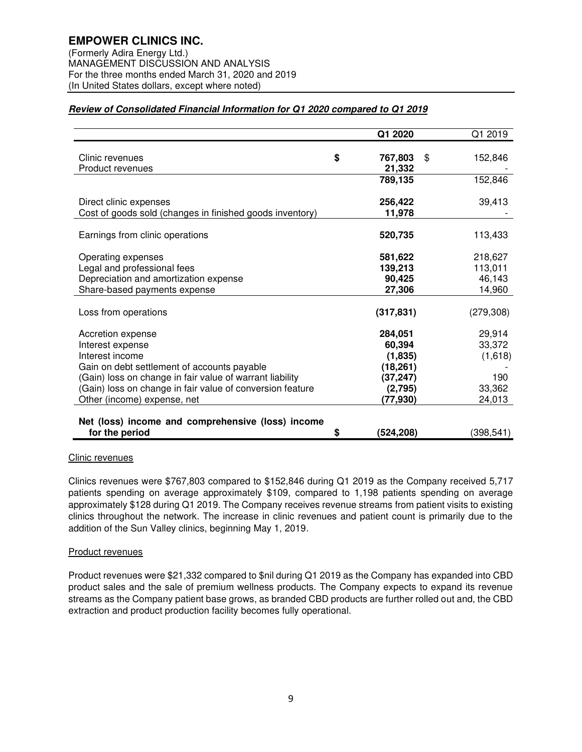**EMPOWER CLINICS INC.**
(Formerly Adira Energy Ltd.)
MANAGEMENT DISCUSSION AND ANALYSIS
For the three months ended March 31, 2020 and 2019
(In United States dollars, except where noted)

***Review of Consolidated Financial Information for Q1 2020 compared to Q1 2019***

| | Q1 2020 | Q1 2019 |
|---|---|---|
| Clinic revenues | $ **767,803** | $ 152,846 |
| Product revenues | **21,332** | - |
| | **789,135** | 152,846 |
| Direct clinic expenses | **256,422** | 39,413 |
| Cost of goods sold (changes in finished goods inventory) | **11,978** | - |
| Earnings from clinic operations | **520,735** | 113,433 |
| Operating expenses | **581,622** | 218,627 |
| Legal and professional fees | **139,213** | 113,011 |
| Depreciation and amortization expense | **90,425** | 46,143 |
| Share-based payments expense | **27,306** | 14,960 |
| Loss from operations | **(317,831)** | (279,308) |
| Accretion expense | **284,051** | 29,914 |
| Interest expense | **60,394** | 33,372 |
| Interest income | **(1,835)** | (1,618) |
| Gain on debt settlement of accounts payable | **(18,261)** | - |
| (Gain) loss on change in fair value of warrant liability | **(37,247)** | 190 |
| (Gain) loss on change in fair value of conversion feature | **(2,795)** | 33,362 |
| Other (income) expense, net | **(77,930)** | 24,013 |
| **Net (loss) income and comprehensive (loss) income for the period** | $ **(524,208)** | (398,541) |

Clinic revenues

Clinics revenues were $767,803 compared to $152,846 during Q1 2019 as the Company received 5,717 patients spending on average approximately $109, compared to 1,198 patients spending on average approximately $128 during Q1 2019. The Company receives revenue streams from patient visits to existing clinics throughout the network. The increase in clinic revenues and patient count is primarily due to the addition of the Sun Valley clinics, beginning May 1, 2019.

Product revenues

Product revenues were $21,332 compared to $nil during Q1 2019 as the Company has expanded into CBD product sales and the sale of premium wellness products. The Company expects to expand its revenue streams as the Company patient base grows, as branded CBD products are further rolled out and, the CBD extraction and product production facility becomes fully operational.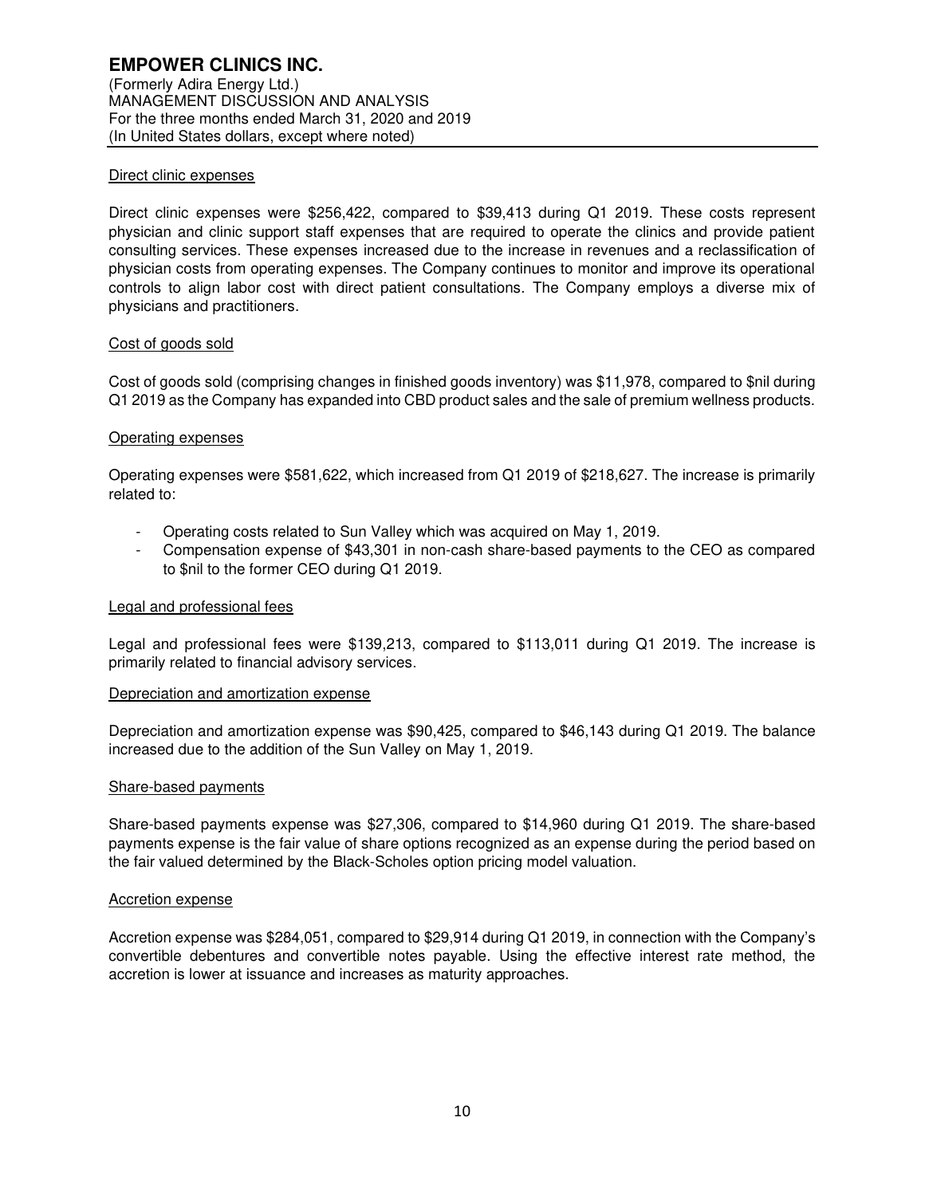Direct clinic expenses

Direct clinic expenses were $256,422, compared to $39,413 during Q1 2019. These costs represent physician and clinic support staff expenses that are required to operate the clinics and provide patient consulting services. These expenses increased due to the increase in revenues and a reclassification of physician costs from operating expenses. The Company continues to monitor and improve its operational controls to align labor cost with direct patient consultations. The Company employs a diverse mix of physicians and practitioners.

Cost of goods sold

Cost of goods sold (comprising changes in finished goods inventory) was $11,978, compared to $nil during Q1 2019 as the Company has expanded into CBD product sales and the sale of premium wellness products.

Operating expenses

Operating expenses were $581,622, which increased from Q1 2019 of $218,627. The increase is primarily related to:

- Operating costs related to Sun Valley which was acquired on May 1, 2019.
- Compensation expense of $43,301 in non-cash share-based payments to the CEO as compared to $nil to the former CEO during Q1 2019.

Legal and professional fees

Legal and professional fees were $139,213, compared to $113,011 during Q1 2019. The increase is primarily related to financial advisory services.

Depreciation and amortization expense

Depreciation and amortization expense was $90,425, compared to $46,143 during Q1 2019. The balance increased due to the addition of the Sun Valley on May 1, 2019.

Share-based payments

Share-based payments expense was $27,306, compared to $14,960 during Q1 2019. The share-based payments expense is the fair value of share options recognized as an expense during the period based on the fair valued determined by the Black-Scholes option pricing model valuation.

Accretion expense

Accretion expense was $284,051, compared to $29,914 during Q1 2019, in connection with the Company's convertible debentures and convertible notes payable. Using the effective interest rate method, the accretion is lower at issuance and increases as maturity approaches.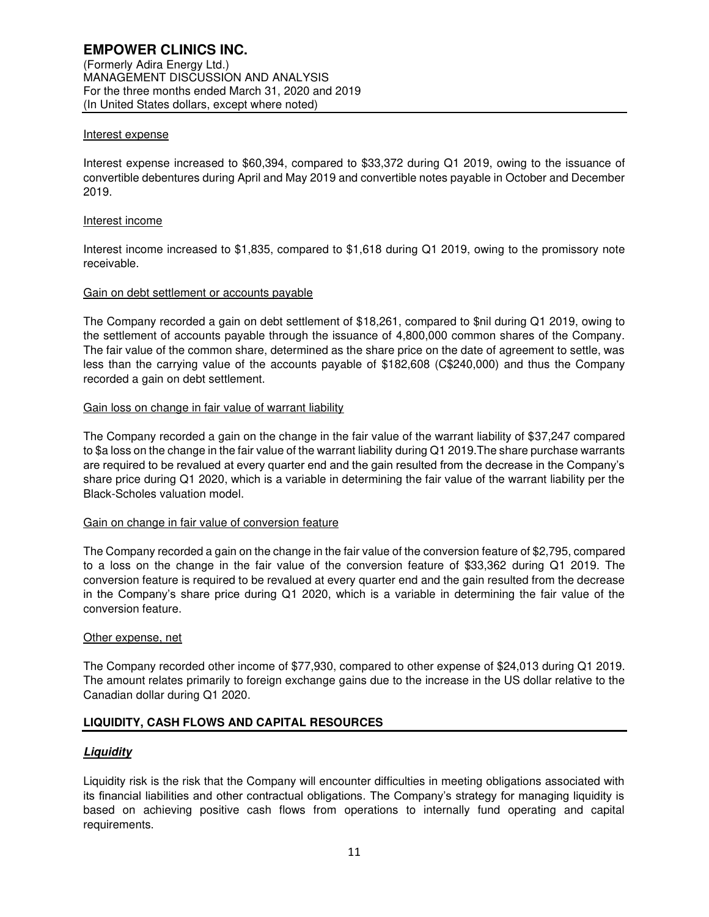Interest expense

Interest expense increased to $60,394, compared to $33,372 during Q1 2019, owing to the issuance of convertible debentures during April and May 2019 and convertible notes payable in October and December 2019.

Interest income

Interest income increased to $1,835, compared to $1,618 during Q1 2019, owing to the promissory note receivable.

Gain on debt settlement or accounts payable

The Company recorded a gain on debt settlement of $18,261, compared to $nil during Q1 2019, owing to the settlement of accounts payable through the issuance of 4,800,000 common shares of the Company. The fair value of the common share, determined as the share price on the date of agreement to settle, was less than the carrying value of the accounts payable of $182,608 (C$240,000) and thus the Company recorded a gain on debt settlement.

Gain loss on change in fair value of warrant liability

The Company recorded a gain on the change in the fair value of the warrant liability of $37,247 compared to $a loss on the change in the fair value of the warrant liability during Q1 2019.The share purchase warrants are required to be revalued at every quarter end and the gain resulted from the decrease in the Company's share price during Q1 2020, which is a variable in determining the fair value of the warrant liability per the Black-Scholes valuation model.

Gain on change in fair value of conversion feature

The Company recorded a gain on the change in the fair value of the conversion feature of $2,795, compared to a loss on the change in the fair value of the conversion feature of $33,362 during Q1 2019. The conversion feature is required to be revalued at every quarter end and the gain resulted from the decrease in the Company's share price during Q1 2020, which is a variable in determining the fair value of the conversion feature.

Other expense, net

The Company recorded other income of $77,930, compared to other expense of $24,013 during Q1 2019. The amount relates primarily to foreign exchange gains due to the increase in the US dollar relative to the Canadian dollar during Q1 2020.

## LIQUIDITY, CASH FLOWS AND CAPITAL RESOURCES

### ***Liquidity***

Liquidity risk is the risk that the Company will encounter difficulties in meeting obligations associated with its financial liabilities and other contractual obligations. The Company's strategy for managing liquidity is based on achieving positive cash flows from operations to internally fund operating and capital requirements.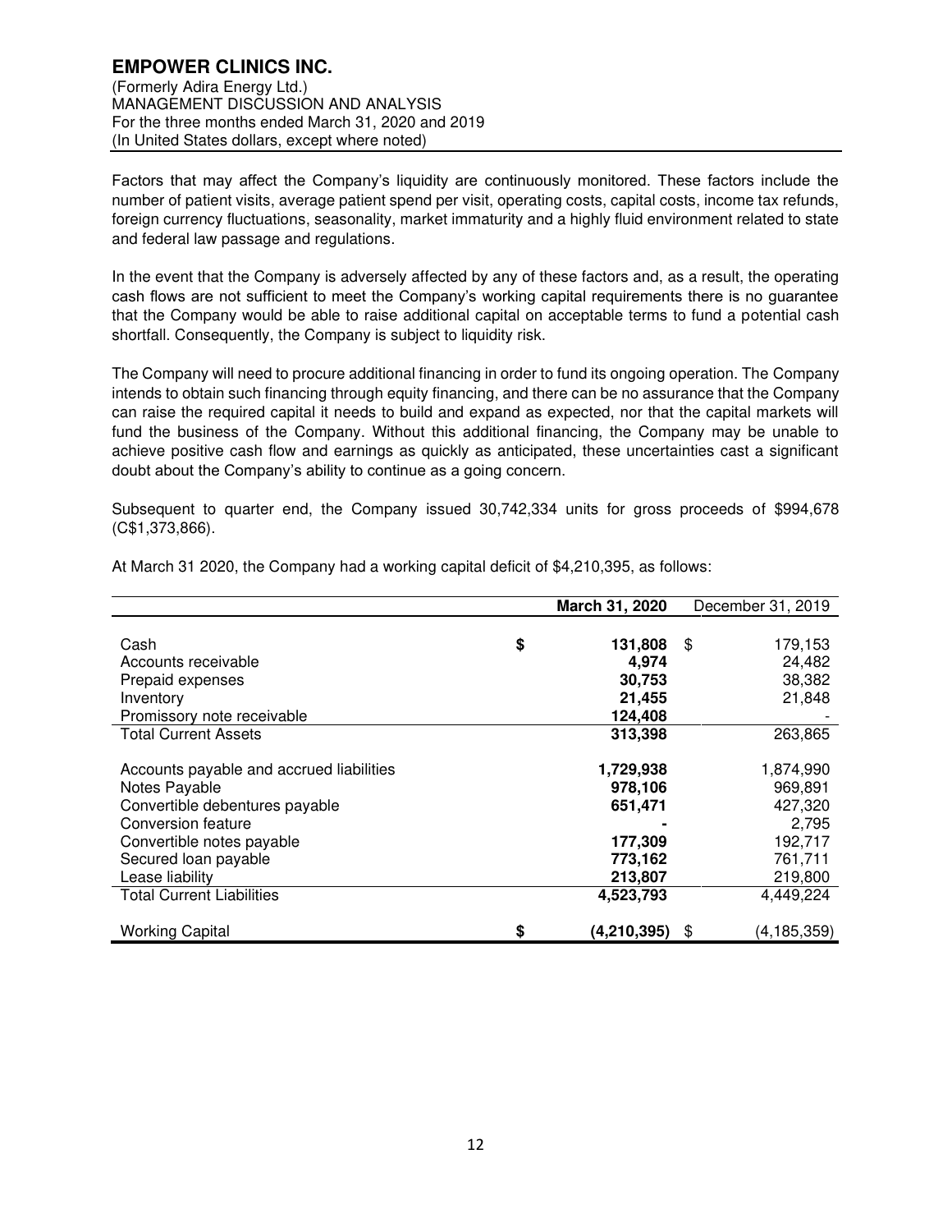Factors that may affect the Company's liquidity are continuously monitored. These factors include the number of patient visits, average patient spend per visit, operating costs, capital costs, income tax refunds, foreign currency fluctuations, seasonality, market immaturity and a highly fluid environment related to state and federal law passage and regulations.

In the event that the Company is adversely affected by any of these factors and, as a result, the operating cash flows are not sufficient to meet the Company's working capital requirements there is no guarantee that the Company would be able to raise additional capital on acceptable terms to fund a potential cash shortfall. Consequently, the Company is subject to liquidity risk.

The Company will need to procure additional financing in order to fund its ongoing operation. The Company intends to obtain such financing through equity financing, and there can be no assurance that the Company can raise the required capital it needs to build and expand as expected, nor that the capital markets will fund the business of the Company. Without this additional financing, the Company may be unable to achieve positive cash flow and earnings as quickly as anticipated, these uncertainties cast a significant doubt about the Company's ability to continue as a going concern.

Subsequent to quarter end, the Company issued 30,742,334 units for gross proceeds of $994,678 (C$1,373,866).

At March 31 2020, the Company had a working capital deficit of $4,210,395, as follows:

| | **March 31, 2020** | December 31, 2019 |
|---|---|---|
| Cash | $ **131,808** | $ 179,153 |
| Accounts receivable | **4,974** | 24,482 |
| Prepaid expenses | **30,753** | 38,382 |
| Inventory | **21,455** | 21,848 |
| Promissory note receivable | **124,408** | - |
| Total Current Assets | **313,398** | 263,865 |
| | | |
| Accounts payable and accrued liabilities | **1,729,938** | 1,874,990 |
| Notes Payable | **978,106** | 969,891 |
| Convertible debentures payable | **651,471** | 427,320 |
| Conversion feature | **-** | 2,795 |
| Convertible notes payable | **177,309** | 192,717 |
| Secured loan payable | **773,162** | 761,711 |
| Lease liability | **213,807** | 219,800 |
| Total Current Liabilities | **4,523,793** | 4,449,224 |
| | | |
| Working Capital | $ **(4,210,395)** | $ (4,185,359) |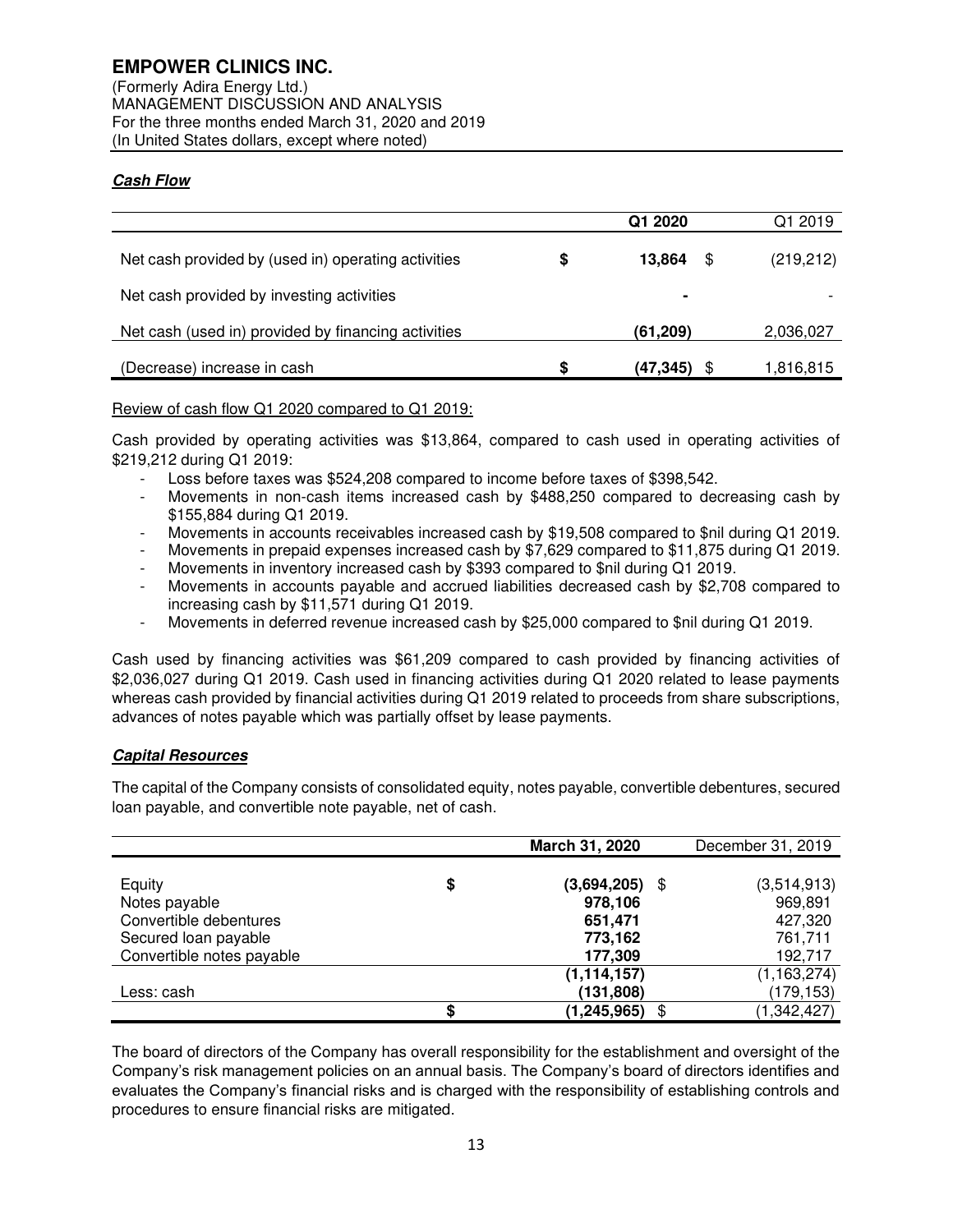***Cash Flow***

| | Q1 2020 | Q1 2019 |
|---|---|---|
| Net cash provided by (used in) operating activities | $ 13,864 | $ (219,212) |
| Net cash provided by investing activities | - | - |
| Net cash (used in) provided by financing activities | (61,209) | 2,036,027 |
| (Decrease) increase in cash | $ (47,345) | $ 1,816,815 |

Review of cash flow Q1 2020 compared to Q1 2019:

Cash provided by operating activities was $13,864, compared to cash used in operating activities of $219,212 during Q1 2019:

- Loss before taxes was $524,208 compared to income before taxes of $398,542.
- Movements in non-cash items increased cash by $488,250 compared to decreasing cash by $155,884 during Q1 2019.
- Movements in accounts receivables increased cash by $19,508 compared to $nil during Q1 2019.
- Movements in prepaid expenses increased cash by $7,629 compared to $11,875 during Q1 2019.
- Movements in inventory increased cash by $393 compared to $nil during Q1 2019.
- Movements in accounts payable and accrued liabilities decreased cash by $2,708 compared to increasing cash by $11,571 during Q1 2019.
- Movements in deferred revenue increased cash by $25,000 compared to $nil during Q1 2019.

Cash used by financing activities was $61,209 compared to cash provided by financing activities of $2,036,027 during Q1 2019. Cash used in financing activities during Q1 2020 related to lease payments whereas cash provided by financial activities during Q1 2019 related to proceeds from share subscriptions, advances of notes payable which was partially offset by lease payments.

***Capital Resources***

The capital of the Company consists of consolidated equity, notes payable, convertible debentures, secured loan payable, and convertible note payable, net of cash.

| | March 31, 2020 | December 31, 2019 |
|---|---|---|
| Equity | $ (3,694,205) | $ (3,514,913) |
| Notes payable | 978,106 | 969,891 |
| Convertible debentures | 651,471 | 427,320 |
| Secured loan payable | 773,162 | 761,711 |
| Convertible notes payable | 177,309 | 192,717 |
| | (1,114,157) | (1,163,274) |
| Less: cash | (131,808) | (179,153) |
| | $ (1,245,965) | $ (1,342,427) |

The board of directors of the Company has overall responsibility for the establishment and oversight of the Company's risk management policies on an annual basis. The Company's board of directors identifies and evaluates the Company's financial risks and is charged with the responsibility of establishing controls and procedures to ensure financial risks are mitigated.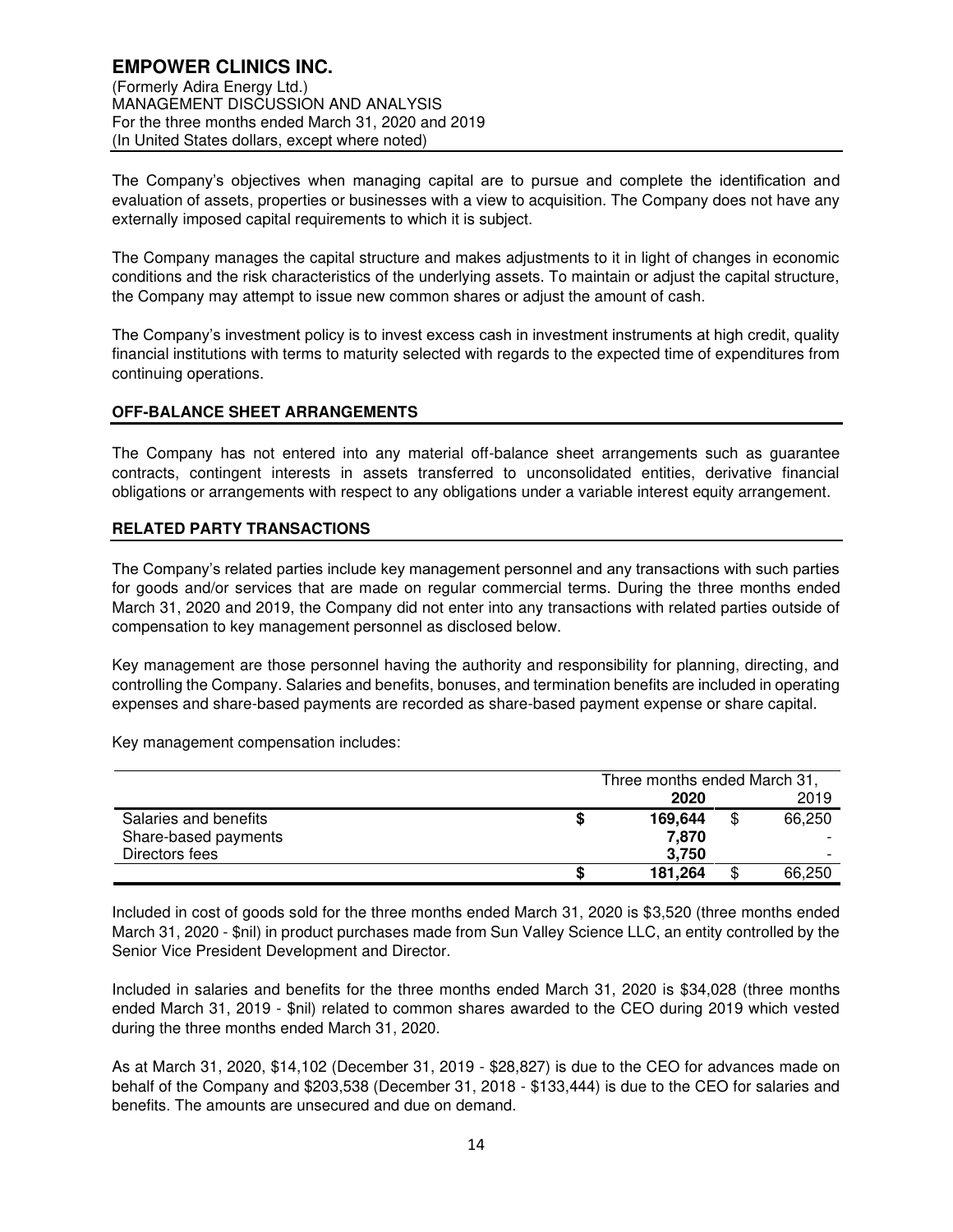The Company's objectives when managing capital are to pursue and complete the identification and evaluation of assets, properties or businesses with a view to acquisition. The Company does not have any externally imposed capital requirements to which it is subject.

The Company manages the capital structure and makes adjustments to it in light of changes in economic conditions and the risk characteristics of the underlying assets. To maintain or adjust the capital structure, the Company may attempt to issue new common shares or adjust the amount of cash.

The Company's investment policy is to invest excess cash in investment instruments at high credit, quality financial institutions with terms to maturity selected with regards to the expected time of expenditures from continuing operations.

## OFF-BALANCE SHEET ARRANGEMENTS

The Company has not entered into any material off-balance sheet arrangements such as guarantee contracts, contingent interests in assets transferred to unconsolidated entities, derivative financial obligations or arrangements with respect to any obligations under a variable interest equity arrangement.

## RELATED PARTY TRANSACTIONS

The Company's related parties include key management personnel and any transactions with such parties for goods and/or services that are made on regular commercial terms. During the three months ended March 31, 2020 and 2019, the Company did not enter into any transactions with related parties outside of compensation to key management personnel as disclosed below.

Key management are those personnel having the authority and responsibility for planning, directing, and controlling the Company. Salaries and benefits, bonuses, and termination benefits are included in operating expenses and share-based payments are recorded as share-based payment expense or share capital.

Key management compensation includes:

| | Three months ended March 31, | |
|---|---|---|
| | **2020** | 2019 |
| Salaries and benefits | **$ 169,644** | $ 66,250 |
| Share-based payments | **7,870** | - |
| Directors fees | **3,750** | - |
| | **$ 181,264** | $ 66,250 |

Included in cost of goods sold for the three months ended March 31, 2020 is $3,520 (three months ended March 31, 2020 - $nil) in product purchases made from Sun Valley Science LLC, an entity controlled by the Senior Vice President Development and Director.

Included in salaries and benefits for the three months ended March 31, 2020 is $34,028 (three months ended March 31, 2019 - $nil) related to common shares awarded to the CEO during 2019 which vested during the three months ended March 31, 2020.

As at March 31, 2020, $14,102 (December 31, 2019 - $28,827) is due to the CEO for advances made on behalf of the Company and $203,538 (December 31, 2018 - $133,444) is due to the CEO for salaries and benefits. The amounts are unsecured and due on demand.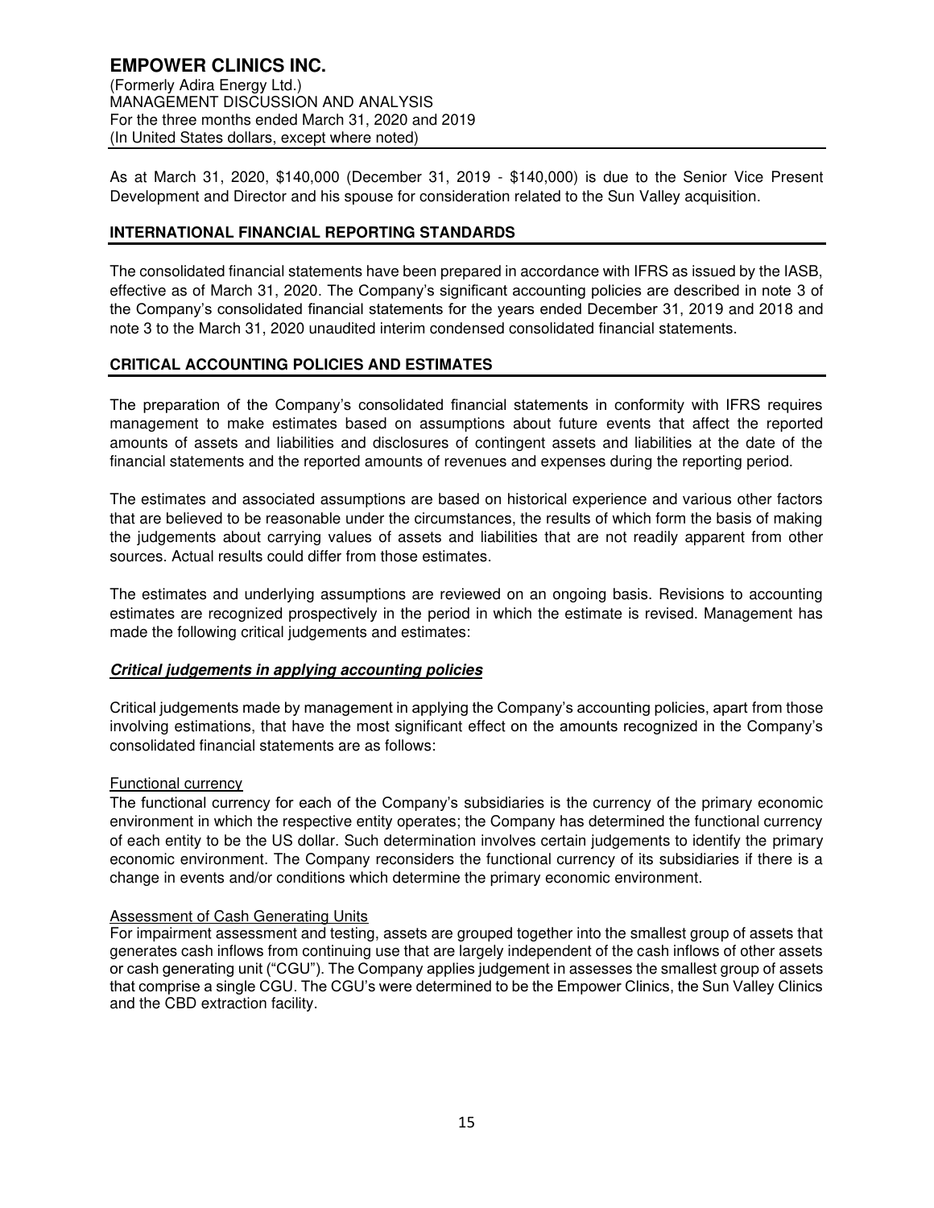As at March 31, 2020, $140,000 (December 31, 2019 - $140,000) is due to the Senior Vice Present Development and Director and his spouse for consideration related to the Sun Valley acquisition.

## INTERNATIONAL FINANCIAL REPORTING STANDARDS

The consolidated financial statements have been prepared in accordance with IFRS as issued by the IASB, effective as of March 31, 2020. The Company's significant accounting policies are described in note 3 of the Company's consolidated financial statements for the years ended December 31, 2019 and 2018 and note 3 to the March 31, 2020 unaudited interim condensed consolidated financial statements.

## CRITICAL ACCOUNTING POLICIES AND ESTIMATES

The preparation of the Company's consolidated financial statements in conformity with IFRS requires management to make estimates based on assumptions about future events that affect the reported amounts of assets and liabilities and disclosures of contingent assets and liabilities at the date of the financial statements and the reported amounts of revenues and expenses during the reporting period.

The estimates and associated assumptions are based on historical experience and various other factors that are believed to be reasonable under the circumstances, the results of which form the basis of making the judgements about carrying values of assets and liabilities that are not readily apparent from other sources. Actual results could differ from those estimates.

The estimates and underlying assumptions are reviewed on an ongoing basis. Revisions to accounting estimates are recognized prospectively in the period in which the estimate is revised. Management has made the following critical judgements and estimates:

### ***Critical judgements in applying accounting policies***

Critical judgements made by management in applying the Company's accounting policies, apart from those involving estimations, that have the most significant effect on the amounts recognized in the Company's consolidated financial statements are as follows:

Functional currency

The functional currency for each of the Company's subsidiaries is the currency of the primary economic environment in which the respective entity operates; the Company has determined the functional currency of each entity to be the US dollar. Such determination involves certain judgements to identify the primary economic environment. The Company reconsiders the functional currency of its subsidiaries if there is a change in events and/or conditions which determine the primary economic environment.

Assessment of Cash Generating Units

For impairment assessment and testing, assets are grouped together into the smallest group of assets that generates cash inflows from continuing use that are largely independent of the cash inflows of other assets or cash generating unit ("CGU"). The Company applies judgement in assesses the smallest group of assets that comprise a single CGU. The CGU's were determined to be the Empower Clinics, the Sun Valley Clinics and the CBD extraction facility.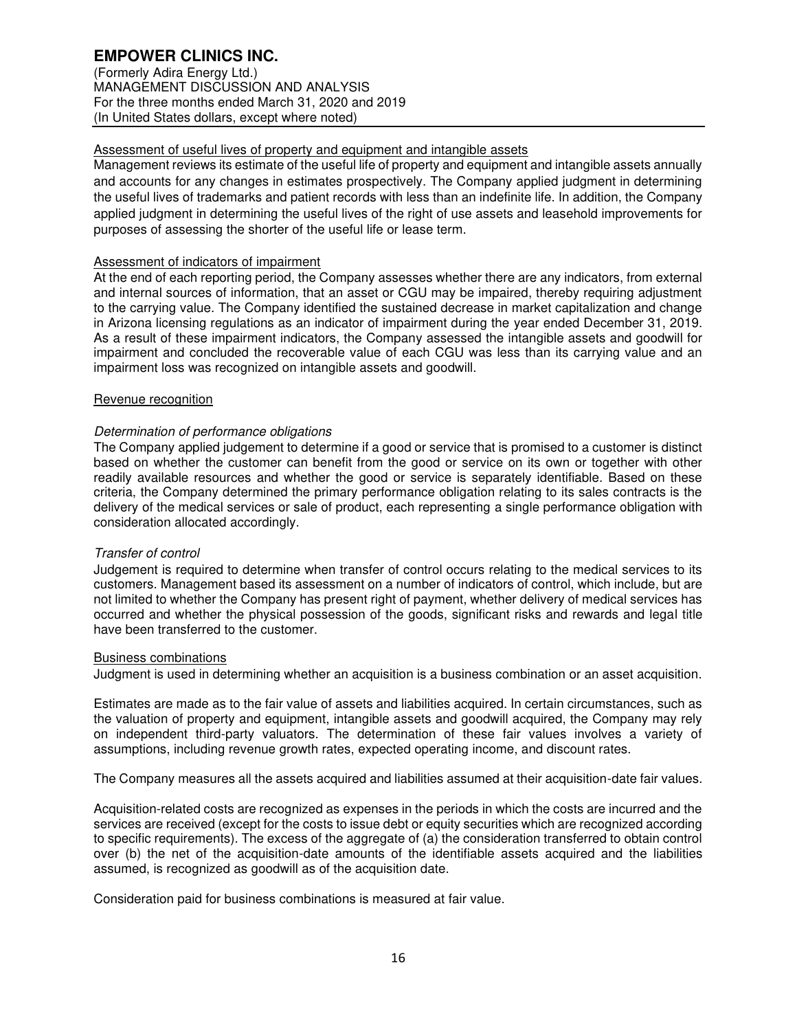Assessment of useful lives of property and equipment and intangible assets

Management reviews its estimate of the useful life of property and equipment and intangible assets annually and accounts for any changes in estimates prospectively. The Company applied judgment in determining the useful lives of trademarks and patient records with less than an indefinite life. In addition, the Company applied judgment in determining the useful lives of the right of use assets and leasehold improvements for purposes of assessing the shorter of the useful life or lease term.

Assessment of indicators of impairment

At the end of each reporting period, the Company assesses whether there are any indicators, from external and internal sources of information, that an asset or CGU may be impaired, thereby requiring adjustment to the carrying value. The Company identified the sustained decrease in market capitalization and change in Arizona licensing regulations as an indicator of impairment during the year ended December 31, 2019. As a result of these impairment indicators, the Company assessed the intangible assets and goodwill for impairment and concluded the recoverable value of each CGU was less than its carrying value and an impairment loss was recognized on intangible assets and goodwill.

Revenue recognition

*Determination of performance obligations*

The Company applied judgement to determine if a good or service that is promised to a customer is distinct based on whether the customer can benefit from the good or service on its own or together with other readily available resources and whether the good or service is separately identifiable. Based on these criteria, the Company determined the primary performance obligation relating to its sales contracts is the delivery of the medical services or sale of product, each representing a single performance obligation with consideration allocated accordingly.

*Transfer of control*

Judgement is required to determine when transfer of control occurs relating to the medical services to its customers. Management based its assessment on a number of indicators of control, which include, but are not limited to whether the Company has present right of payment, whether delivery of medical services has occurred and whether the physical possession of the goods, significant risks and rewards and legal title have been transferred to the customer.

Business combinations

Judgment is used in determining whether an acquisition is a business combination or an asset acquisition.

Estimates are made as to the fair value of assets and liabilities acquired. In certain circumstances, such as the valuation of property and equipment, intangible assets and goodwill acquired, the Company may rely on independent third-party valuators. The determination of these fair values involves a variety of assumptions, including revenue growth rates, expected operating income, and discount rates.

The Company measures all the assets acquired and liabilities assumed at their acquisition-date fair values.

Acquisition-related costs are recognized as expenses in the periods in which the costs are incurred and the services are received (except for the costs to issue debt or equity securities which are recognized according to specific requirements). The excess of the aggregate of (a) the consideration transferred to obtain control over (b) the net of the acquisition-date amounts of the identifiable assets acquired and the liabilities assumed, is recognized as goodwill as of the acquisition date.

Consideration paid for business combinations is measured at fair value.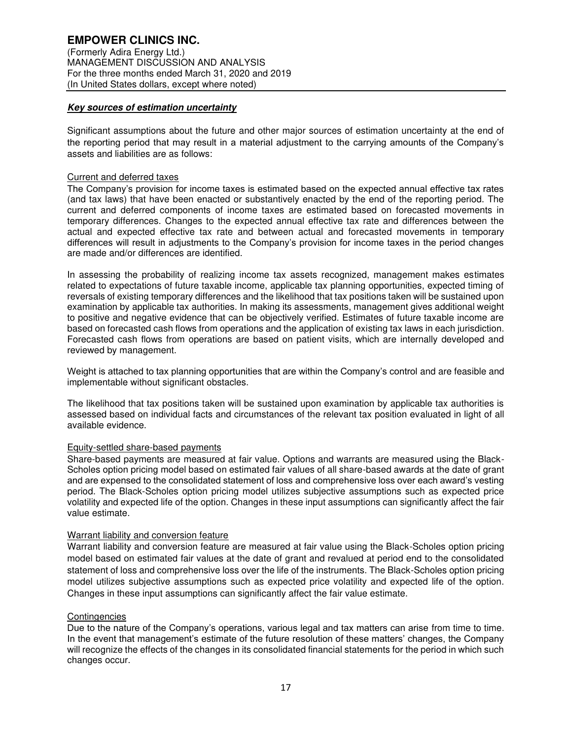### ***Key sources of estimation uncertainty***

Significant assumptions about the future and other major sources of estimation uncertainty at the end of the reporting period that may result in a material adjustment to the carrying amounts of the Company's assets and liabilities are as follows:

#### Current and deferred taxes

The Company's provision for income taxes is estimated based on the expected annual effective tax rates (and tax laws) that have been enacted or substantively enacted by the end of the reporting period. The current and deferred components of income taxes are estimated based on forecasted movements in temporary differences. Changes to the expected annual effective tax rate and differences between the actual and expected effective tax rate and between actual and forecasted movements in temporary differences will result in adjustments to the Company's provision for income taxes in the period changes are made and/or differences are identified.

In assessing the probability of realizing income tax assets recognized, management makes estimates related to expectations of future taxable income, applicable tax planning opportunities, expected timing of reversals of existing temporary differences and the likelihood that tax positions taken will be sustained upon examination by applicable tax authorities. In making its assessments, management gives additional weight to positive and negative evidence that can be objectively verified. Estimates of future taxable income are based on forecasted cash flows from operations and the application of existing tax laws in each jurisdiction. Forecasted cash flows from operations are based on patient visits, which are internally developed and reviewed by management.

Weight is attached to tax planning opportunities that are within the Company's control and are feasible and implementable without significant obstacles.

The likelihood that tax positions taken will be sustained upon examination by applicable tax authorities is assessed based on individual facts and circumstances of the relevant tax position evaluated in light of all available evidence.

#### Equity-settled share-based payments

Share-based payments are measured at fair value. Options and warrants are measured using the Black-Scholes option pricing model based on estimated fair values of all share-based awards at the date of grant and are expensed to the consolidated statement of loss and comprehensive loss over each award's vesting period. The Black-Scholes option pricing model utilizes subjective assumptions such as expected price volatility and expected life of the option. Changes in these input assumptions can significantly affect the fair value estimate.

#### Warrant liability and conversion feature

Warrant liability and conversion feature are measured at fair value using the Black-Scholes option pricing model based on estimated fair values at the date of grant and revalued at period end to the consolidated statement of loss and comprehensive loss over the life of the instruments. The Black-Scholes option pricing model utilizes subjective assumptions such as expected price volatility and expected life of the option. Changes in these input assumptions can significantly affect the fair value estimate.

#### Contingencies

Due to the nature of the Company's operations, various legal and tax matters can arise from time to time. In the event that management's estimate of the future resolution of these matters' changes, the Company will recognize the effects of the changes in its consolidated financial statements for the period in which such changes occur.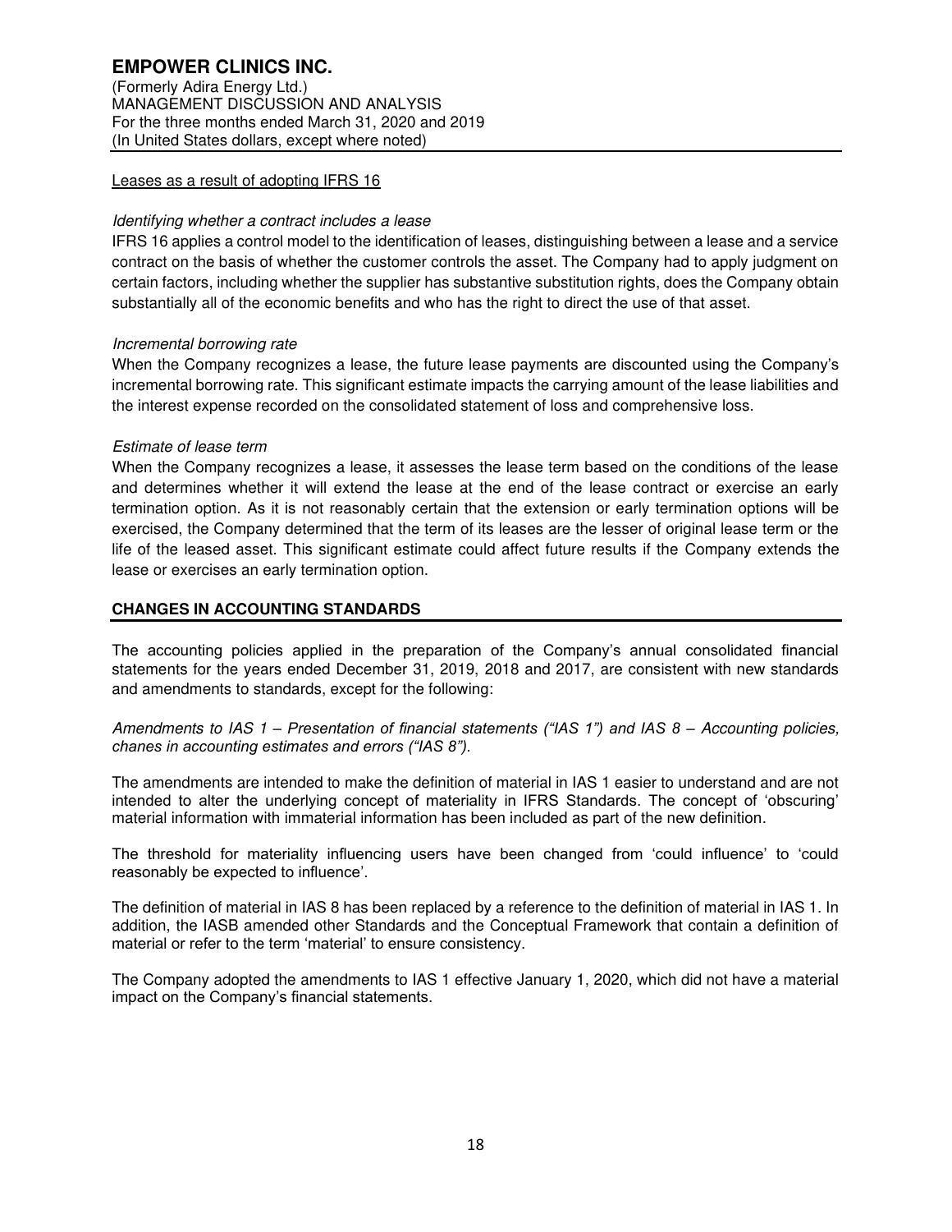Leases as a result of adopting IFRS 16

*Identifying whether a contract includes a lease*

IFRS 16 applies a control model to the identification of leases, distinguishing between a lease and a service contract on the basis of whether the customer controls the asset. The Company had to apply judgment on certain factors, including whether the supplier has substantive substitution rights, does the Company obtain substantially all of the economic benefits and who has the right to direct the use of that asset.

*Incremental borrowing rate*

When the Company recognizes a lease, the future lease payments are discounted using the Company's incremental borrowing rate. This significant estimate impacts the carrying amount of the lease liabilities and the interest expense recorded on the consolidated statement of loss and comprehensive loss.

*Estimate of lease term*

When the Company recognizes a lease, it assesses the lease term based on the conditions of the lease and determines whether it will extend the lease at the end of the lease contract or exercise an early termination option. As it is not reasonably certain that the extension or early termination options will be exercised, the Company determined that the term of its leases are the lesser of original lease term or the life of the leased asset. This significant estimate could affect future results if the Company extends the lease or exercises an early termination option.

## CHANGES IN ACCOUNTING STANDARDS

The accounting policies applied in the preparation of the Company's annual consolidated financial statements for the years ended December 31, 2019, 2018 and 2017, are consistent with new standards and amendments to standards, except for the following:

*Amendments to IAS 1 – Presentation of financial statements ("IAS 1") and IAS 8 – Accounting policies, chanes in accounting estimates and errors ("IAS 8").*

The amendments are intended to make the definition of material in IAS 1 easier to understand and are not intended to alter the underlying concept of materiality in IFRS Standards. The concept of 'obscuring' material information with immaterial information has been included as part of the new definition.

The threshold for materiality influencing users have been changed from 'could influence' to 'could reasonably be expected to influence'.

The definition of material in IAS 8 has been replaced by a reference to the definition of material in IAS 1. In addition, the IASB amended other Standards and the Conceptual Framework that contain a definition of material or refer to the term 'material' to ensure consistency.

The Company adopted the amendments to IAS 1 effective January 1, 2020, which did not have a material impact on the Company's financial statements.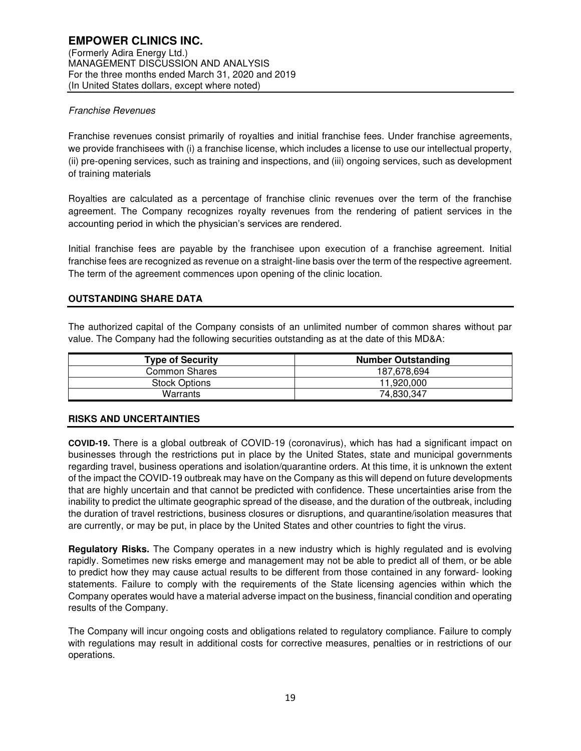*Franchise Revenues*

Franchise revenues consist primarily of royalties and initial franchise fees. Under franchise agreements, we provide franchisees with (i) a franchise license, which includes a license to use our intellectual property, (ii) pre-opening services, such as training and inspections, and (iii) ongoing services, such as development of training materials

Royalties are calculated as a percentage of franchise clinic revenues over the term of the franchise agreement. The Company recognizes royalty revenues from the rendering of patient services in the accounting period in which the physician's services are rendered.

Initial franchise fees are payable by the franchisee upon execution of a franchise agreement. Initial franchise fees are recognized as revenue on a straight-line basis over the term of the respective agreement. The term of the agreement commences upon opening of the clinic location.

## OUTSTANDING SHARE DATA

The authorized capital of the Company consists of an unlimited number of common shares without par value. The Company had the following securities outstanding as at the date of this MD&A:

| Type of Security | Number Outstanding |
|---|---|
| Common Shares | 187,678,694 |
| Stock Options | 11,920,000 |
| Warrants | 74,830,347 |

## RISKS AND UNCERTAINTIES

**COVID-19.** There is a global outbreak of COVID-19 (coronavirus), which has had a significant impact on businesses through the restrictions put in place by the United States, state and municipal governments regarding travel, business operations and isolation/quarantine orders. At this time, it is unknown the extent of the impact the COVID-19 outbreak may have on the Company as this will depend on future developments that are highly uncertain and that cannot be predicted with confidence. These uncertainties arise from the inability to predict the ultimate geographic spread of the disease, and the duration of the outbreak, including the duration of travel restrictions, business closures or disruptions, and quarantine/isolation measures that are currently, or may be put, in place by the United States and other countries to fight the virus.

**Regulatory Risks.** The Company operates in a new industry which is highly regulated and is evolving rapidly. Sometimes new risks emerge and management may not be able to predict all of them, or be able to predict how they may cause actual results to be different from those contained in any forward- looking statements. Failure to comply with the requirements of the State licensing agencies within which the Company operates would have a material adverse impact on the business, financial condition and operating results of the Company.

The Company will incur ongoing costs and obligations related to regulatory compliance. Failure to comply with regulations may result in additional costs for corrective measures, penalties or in restrictions of our operations.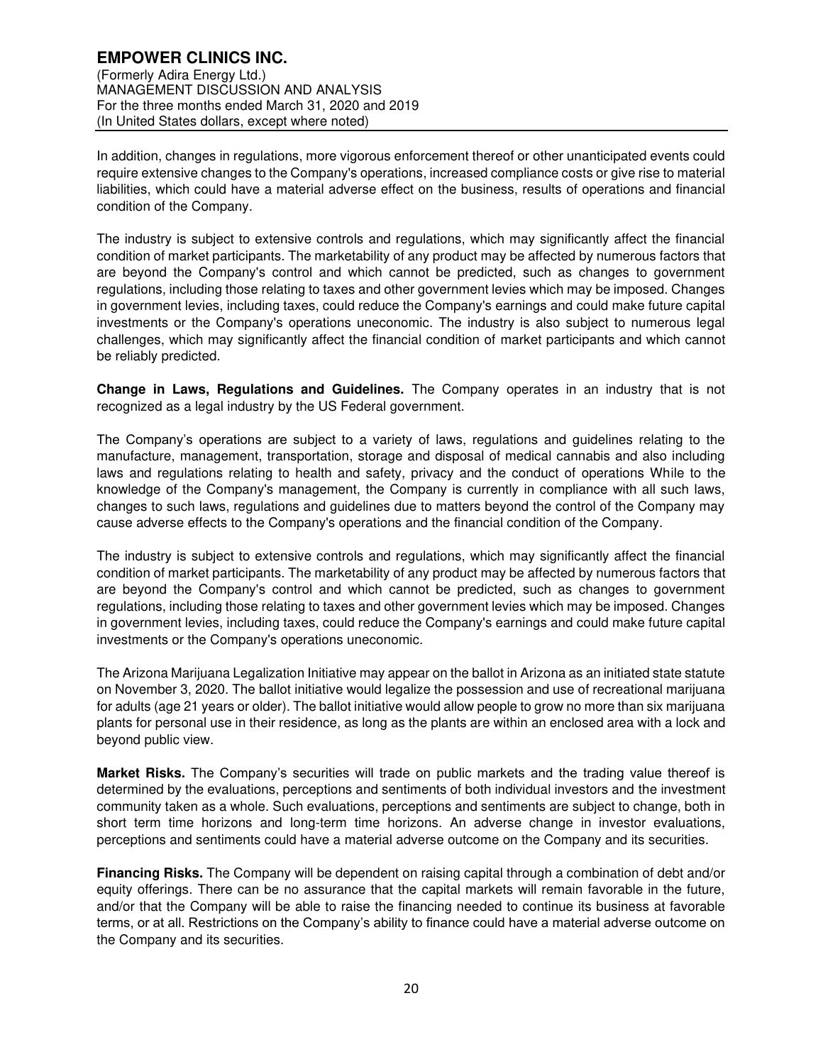In addition, changes in regulations, more vigorous enforcement thereof or other unanticipated events could require extensive changes to the Company's operations, increased compliance costs or give rise to material liabilities, which could have a material adverse effect on the business, results of operations and financial condition of the Company.

The industry is subject to extensive controls and regulations, which may significantly affect the financial condition of market participants. The marketability of any product may be affected by numerous factors that are beyond the Company's control and which cannot be predicted, such as changes to government regulations, including those relating to taxes and other government levies which may be imposed. Changes in government levies, including taxes, could reduce the Company's earnings and could make future capital investments or the Company's operations uneconomic. The industry is also subject to numerous legal challenges, which may significantly affect the financial condition of market participants and which cannot be reliably predicted.

**Change in Laws, Regulations and Guidelines.** The Company operates in an industry that is not recognized as a legal industry by the US Federal government.

The Company's operations are subject to a variety of laws, regulations and guidelines relating to the manufacture, management, transportation, storage and disposal of medical cannabis and also including laws and regulations relating to health and safety, privacy and the conduct of operations While to the knowledge of the Company's management, the Company is currently in compliance with all such laws, changes to such laws, regulations and guidelines due to matters beyond the control of the Company may cause adverse effects to the Company's operations and the financial condition of the Company.

The industry is subject to extensive controls and regulations, which may significantly affect the financial condition of market participants. The marketability of any product may be affected by numerous factors that are beyond the Company's control and which cannot be predicted, such as changes to government regulations, including those relating to taxes and other government levies which may be imposed. Changes in government levies, including taxes, could reduce the Company's earnings and could make future capital investments or the Company's operations uneconomic.

The Arizona Marijuana Legalization Initiative may appear on the ballot in Arizona as an initiated state statute on November 3, 2020. The ballot initiative would legalize the possession and use of recreational marijuana for adults (age 21 years or older). The ballot initiative would allow people to grow no more than six marijuana plants for personal use in their residence, as long as the plants are within an enclosed area with a lock and beyond public view.

**Market Risks.** The Company's securities will trade on public markets and the trading value thereof is determined by the evaluations, perceptions and sentiments of both individual investors and the investment community taken as a whole. Such evaluations, perceptions and sentiments are subject to change, both in short term time horizons and long-term time horizons. An adverse change in investor evaluations, perceptions and sentiments could have a material adverse outcome on the Company and its securities.

**Financing Risks.** The Company will be dependent on raising capital through a combination of debt and/or equity offerings. There can be no assurance that the capital markets will remain favorable in the future, and/or that the Company will be able to raise the financing needed to continue its business at favorable terms, or at all. Restrictions on the Company's ability to finance could have a material adverse outcome on the Company and its securities.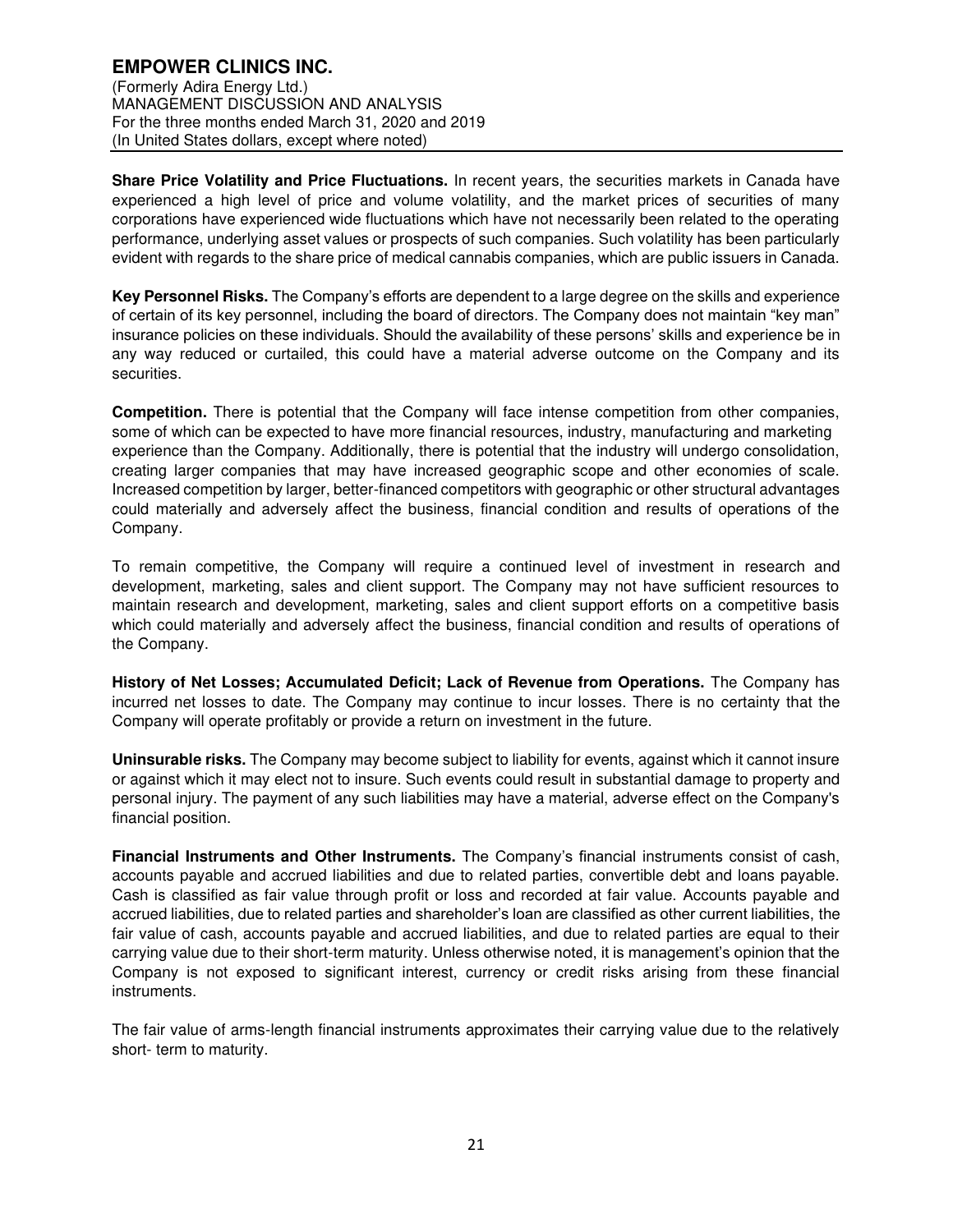**Share Price Volatility and Price Fluctuations.** In recent years, the securities markets in Canada have experienced a high level of price and volume volatility, and the market prices of securities of many corporations have experienced wide fluctuations which have not necessarily been related to the operating performance, underlying asset values or prospects of such companies. Such volatility has been particularly evident with regards to the share price of medical cannabis companies, which are public issuers in Canada.

**Key Personnel Risks.** The Company's efforts are dependent to a large degree on the skills and experience of certain of its key personnel, including the board of directors. The Company does not maintain "key man" insurance policies on these individuals. Should the availability of these persons' skills and experience be in any way reduced or curtailed, this could have a material adverse outcome on the Company and its securities.

**Competition.** There is potential that the Company will face intense competition from other companies, some of which can be expected to have more financial resources, industry, manufacturing and marketing experience than the Company. Additionally, there is potential that the industry will undergo consolidation, creating larger companies that may have increased geographic scope and other economies of scale. Increased competition by larger, better-financed competitors with geographic or other structural advantages could materially and adversely affect the business, financial condition and results of operations of the Company.

To remain competitive, the Company will require a continued level of investment in research and development, marketing, sales and client support. The Company may not have sufficient resources to maintain research and development, marketing, sales and client support efforts on a competitive basis which could materially and adversely affect the business, financial condition and results of operations of the Company.

**History of Net Losses; Accumulated Deficit; Lack of Revenue from Operations.** The Company has incurred net losses to date. The Company may continue to incur losses. There is no certainty that the Company will operate profitably or provide a return on investment in the future.

**Uninsurable risks.** The Company may become subject to liability for events, against which it cannot insure or against which it may elect not to insure. Such events could result in substantial damage to property and personal injury. The payment of any such liabilities may have a material, adverse effect on the Company's financial position.

**Financial Instruments and Other Instruments.** The Company's financial instruments consist of cash, accounts payable and accrued liabilities and due to related parties, convertible debt and loans payable. Cash is classified as fair value through profit or loss and recorded at fair value. Accounts payable and accrued liabilities, due to related parties and shareholder's loan are classified as other current liabilities, the fair value of cash, accounts payable and accrued liabilities, and due to related parties are equal to their carrying value due to their short-term maturity. Unless otherwise noted, it is management's opinion that the Company is not exposed to significant interest, currency or credit risks arising from these financial instruments.

The fair value of arms-length financial instruments approximates their carrying value due to the relatively short- term to maturity.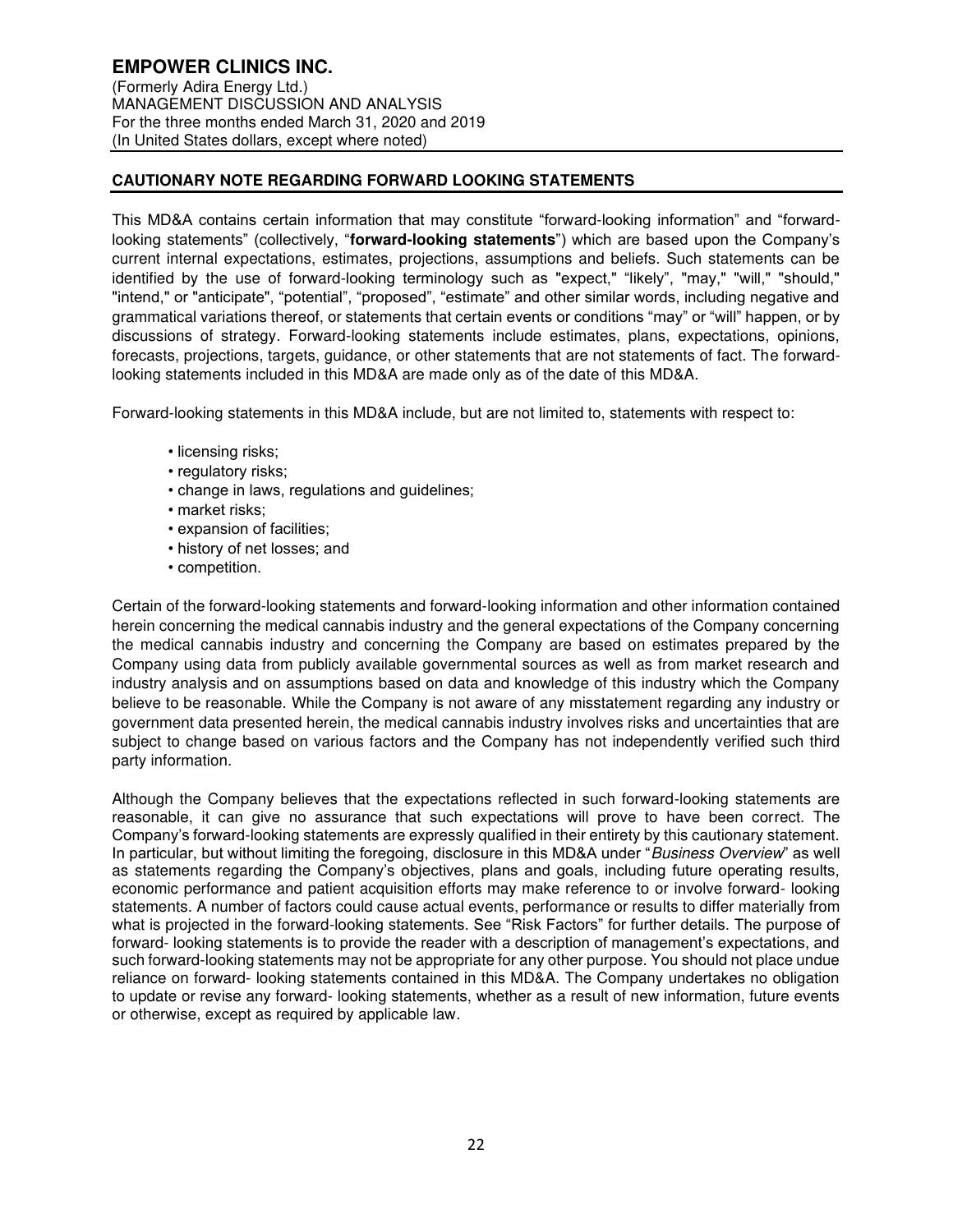## CAUTIONARY NOTE REGARDING FORWARD LOOKING STATEMENTS

This MD&A contains certain information that may constitute "forward-looking information" and "forward-looking statements" (collectively, "**forward-looking statements**") which are based upon the Company's current internal expectations, estimates, projections, assumptions and beliefs. Such statements can be identified by the use of forward-looking terminology such as "expect," "likely", "may," "will," "should," "intend," or "anticipate", "potential", "proposed", "estimate" and other similar words, including negative and grammatical variations thereof, or statements that certain events or conditions "may" or "will" happen, or by discussions of strategy. Forward-looking statements include estimates, plans, expectations, opinions, forecasts, projections, targets, guidance, or other statements that are not statements of fact. The forward-looking statements included in this MD&A are made only as of the date of this MD&A.

Forward-looking statements in this MD&A include, but are not limited to, statements with respect to:

- licensing risks;
- regulatory risks;
- change in laws, regulations and guidelines;
- market risks;
- expansion of facilities;
- history of net losses; and
- competition.

Certain of the forward-looking statements and forward-looking information and other information contained herein concerning the medical cannabis industry and the general expectations of the Company concerning the medical cannabis industry and concerning the Company are based on estimates prepared by the Company using data from publicly available governmental sources as well as from market research and industry analysis and on assumptions based on data and knowledge of this industry which the Company believe to be reasonable. While the Company is not aware of any misstatement regarding any industry or government data presented herein, the medical cannabis industry involves risks and uncertainties that are subject to change based on various factors and the Company has not independently verified such third party information.

Although the Company believes that the expectations reflected in such forward-looking statements are reasonable, it can give no assurance that such expectations will prove to have been correct. The Company's forward-looking statements are expressly qualified in their entirety by this cautionary statement. In particular, but without limiting the foregoing, disclosure in this MD&A under "*Business Overview*" as well as statements regarding the Company's objectives, plans and goals, including future operating results, economic performance and patient acquisition efforts may make reference to or involve forward- looking statements. A number of factors could cause actual events, performance or results to differ materially from what is projected in the forward-looking statements. See "Risk Factors" for further details. The purpose of forward- looking statements is to provide the reader with a description of management's expectations, and such forward-looking statements may not be appropriate for any other purpose. You should not place undue reliance on forward- looking statements contained in this MD&A. The Company undertakes no obligation to update or revise any forward- looking statements, whether as a result of new information, future events or otherwise, except as required by applicable law.